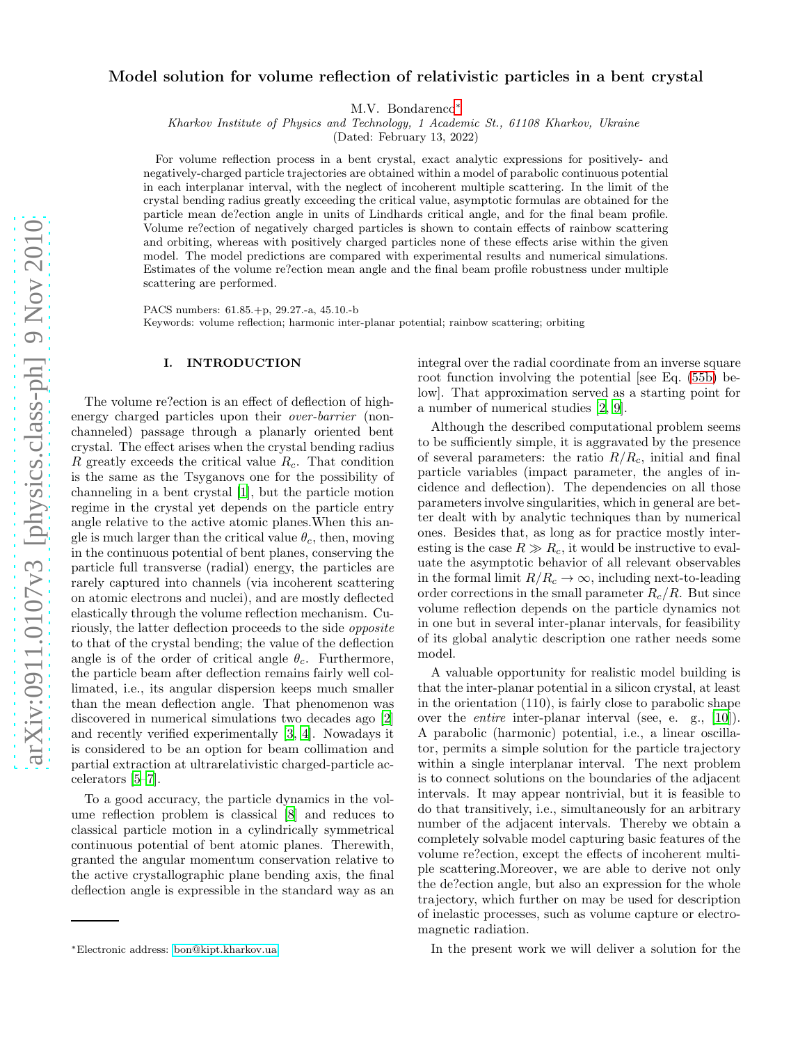# Model solution for volume reflection of relativistic particles in a bent crystal

M.V. Bondarenco*

*Kharkov Institute of Physics and Technology, 1 Academic St., 61108 Kharkov, Ukraine*

(Dated: February 13, 2022)

For volume reflection process in a bent crystal, exact analytic expressions for positively- and negatively-charged particle trajectories are obtained within a model of parabolic continuous potential in each interplanar interval, with the neglect of incoherent multiple scattering. In the limit of the crystal bending radius greatly exceeding the critical value, asymptotic formulas are obtained for the particle mean de?ection angle in units of Lindhards critical angle, and for the final beam profile. Volume re?ection of negatively charged particles is shown to contain effects of rainbow scattering and orbiting, whereas with positively charged particles none of these effects arise within the given model. The model predictions are compared with experimental results and numerical simulations. Estimates of the volume re?ection mean angle and the final beam profile robustness under multiple scattering are performed.

PACS numbers: 61.85.+p, 29.27.-a, 45.10.-b
Keywords: volume reflection; harmonic inter-planar potential; rainbow scattering; orbiting

## I. INTRODUCTION

The volume re?ection is an effect of deflection of high-energy charged particles upon their *over-barrier* (non-channeled) passage through a planarly oriented bent crystal. The effect arises when the crystal bending radius $R$ greatly exceeds the critical value $R_c$. That condition is the same as the Tsyganovs one for the possibility of channeling in a bent crystal [1], but the particle motion regime in the crystal yet depends on the particle entry angle relative to the active atomic planes.When this angle is much larger than the critical value $\theta_c$, then, moving in the continuous potential of bent planes, conserving the particle full transverse (radial) energy, the particles are rarely captured into channels (via incoherent scattering on atomic electrons and nuclei), and are mostly deflected elastically through the volume reflection mechanism. Curiously, the latter deflection proceeds to the side *opposite* to that of the crystal bending; the value of the deflection angle is of the order of critical angle $\theta_c$. Furthermore, the particle beam after deflection remains fairly well collimated, i.e., its angular dispersion keeps much smaller than the mean deflection angle. That phenomenon was discovered in numerical simulations two decades ago [2] and recently verified experimentally [3, 4]. Nowadays it is considered to be an option for beam collimation and partial extraction at ultrarelativistic charged-particle accelerators [5–7].

To a good accuracy, the particle dynamics in the volume reflection problem is classical [8] and reduces to classical particle motion in a cylindrically symmetrical continuous potential of bent atomic planes. Therewith, granted the angular momentum conservation relative to the active crystallographic plane bending axis, the final deflection angle is expressible in the standard way as an integral over the radial coordinate from an inverse square root function involving the potential [see Eq. (55b) below]. That approximation served as a starting point for a number of numerical studies [2, 9].

Although the described computational problem seems to be sufficiently simple, it is aggravated by the presence of several parameters: the ratio $R/R_c$, initial and final particle variables (impact parameter, the angles of incidence and deflection). The dependencies on all those parameters involve singularities, which in general are better dealt with by analytic techniques than by numerical ones. Besides that, as long as for practice mostly interesting is the case $R \gg R_c$, it would be instructive to evaluate the asymptotic behavior of all relevant observables in the formal limit $R/R_c \to \infty$, including next-to-leading order corrections in the small parameter $R_c/R$. But since volume reflection depends on the particle dynamics not in one but in several inter-planar intervals, for feasibility of its global analytic description one rather needs some model.

A valuable opportunity for realistic model building is that the inter-planar potential in a silicon crystal, at least in the orientation (110), is fairly close to parabolic shape over the *entire* inter-planar interval (see, e. g., [10]). A parabolic (harmonic) potential, i.e., a linear oscillator, permits a simple solution for the particle trajectory within a single interplanar interval. The next problem is to connect solutions on the boundaries of the adjacent intervals. It may appear nontrivial, but it is feasible to do that transitively, i.e., simultaneously for an arbitrary number of the adjacent intervals. Thereby we obtain a completely solvable model capturing basic features of the volume re?ection, except the effects of incoherent multiple scattering.Moreover, we are able to derive not only the de?ection angle, but also an expression for the whole trajectory, which further on may be used for description of inelastic processes, such as volume capture or electromagnetic radiation.

In the present work we will deliver a solution for the

*Electronic address: bon@kipt.kharkov.ua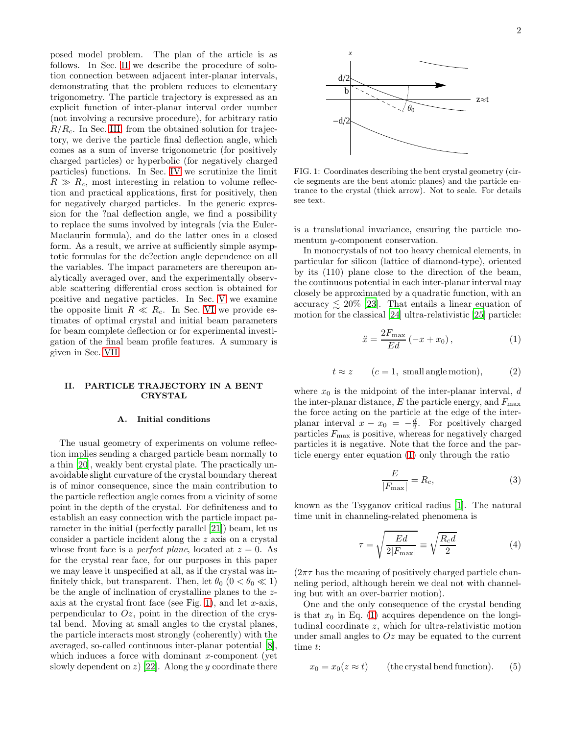posed model problem. The plan of the article is as follows. In Sec. II we describe the procedure of solution connection between adjacent inter-planar intervals, demonstrating that the problem reduces to elementary trigonometry. The particle trajectory is expressed as an explicit function of inter-planar interval order number (not involving a recursive procedure), for arbitrary ratio $R/R_c$. In Sec. III, from the obtained solution for trajectory, we derive the particle final deflection angle, which comes as a sum of inverse trigonometric (for positively charged particles) or hyperbolic (for negatively charged particles) functions. In Sec. IV we scrutinize the limit $R \gg R_c$, most interesting in relation to volume reflection and practical applications, first for positively, then for negatively charged particles. In the generic expression for the ?nal deflection angle, we find a possibility to replace the sums involved by integrals (via the Euler-Maclaurin formula), and do the latter ones in a closed form. As a result, we arrive at sufficiently simple asymptotic formulas for the de?ection angle dependence on all the variables. The impact parameters are thereupon analytically averaged over, and the experimentally observable scattering differential cross section is obtained for positive and negative particles. In Sec. V we examine the opposite limit $R \ll R_c$. In Sec. VI we provide estimates of optimal crystal and initial beam parameters for beam complete deflection or for experimental investigation of the final beam profile features. A summary is given in Sec. VII.

## II. PARTICLE TRAJECTORY IN A BENT CRYSTAL

### A. Initial conditions

The usual geometry of experiments on volume reflection implies sending a charged particle beam normally to a thin [20], weakly bent crystal plate. The practically unavoidable slight curvature of the crystal boundary thereat is of minor consequence, since the main contribution to the particle reflection angle comes from a vicinity of some point in the depth of the crystal. For definiteness and to establish an easy connection with the particle impact parameter in the initial (perfectly parallel [21]) beam, let us consider a particle incident along the $z$ axis on a crystal whose front face is a *perfect plane*, located at $z = 0$. As for the crystal rear face, for our purposes in this paper we may leave it unspecified at all, as if the crystal was infinitely thick, but transparent. Then, let $\theta_0$ ($0 < \theta_0 \ll 1$) be the angle of inclination of crystalline planes to the $z$-axis at the crystal front face (see Fig. 1), and let $x$-axis, perpendicular to $Oz$, point in the direction of the crystal bend. Moving at small angles to the crystal planes, the particle interacts most strongly (coherently) with the averaged, so-called continuous inter-planar potential [8], which induces a force with dominant $x$-component (yet slowly dependent on $z$) [22]. Along the $y$ coordinate there

FIG. 1: Coordinates describing the bent crystal geometry (circle segments are the bent atomic planes) and the particle entrance to the crystal (thick arrow). Not to scale. For details see text.

is a translational invariance, ensuring the particle momentum $y$-component conservation.

In monocrystals of not too heavy chemical elements, in particular for silicon (lattice of diamond-type), oriented by its (110) plane close to the direction of the beam, the continuous potential in each inter-planar interval may closely be approximated by a quadratic function, with an accuracy $\lesssim 20\%$ [23]. That entails a linear equation of motion for the classical [24] ultra-relativistic [25] particle:

$$\ddot{x} = \frac{2F_{\max}}{Ed}(-x + x_0), \tag{1}$$

$$t \approx z \qquad (c = 1,\ \text{small angle motion}), \tag{2}$$

where $x_0$ is the midpoint of the inter-planar interval, $d$ the inter-planar distance, $E$ the particle energy, and $F_{\max}$ the force acting on the particle at the edge of the inter-planar interval $x - x_0 = -\frac{d}{2}$. For positively charged particles $F_{\max}$ is positive, whereas for negatively charged particles it is negative. Note that the force and the particle energy enter equation (1) only through the ratio

$$\frac{E}{|F_{\max}|} = R_c, \tag{3}$$

known as the Tsyganov critical radius [1]. The natural time unit in channeling-related phenomena is

$$\tau = \sqrt{\frac{Ed}{2|F_{\max}|}} \equiv \sqrt{\frac{R_c d}{2}} \tag{4}$$

($2\pi\tau$ has the meaning of positively charged particle channeling period, although herein we deal not with channeling but with an over-barrier motion).

One and the only consequence of the crystal bending is that $x_0$ in Eq. (1) acquires dependence on the longitudinal coordinate $z$, which for ultra-relativistic motion under small angles to $Oz$ may be equated to the current time $t$:

$$x_0 = x_0(z \approx t) \qquad \text{(the crystal bend function)}. \tag{5}$$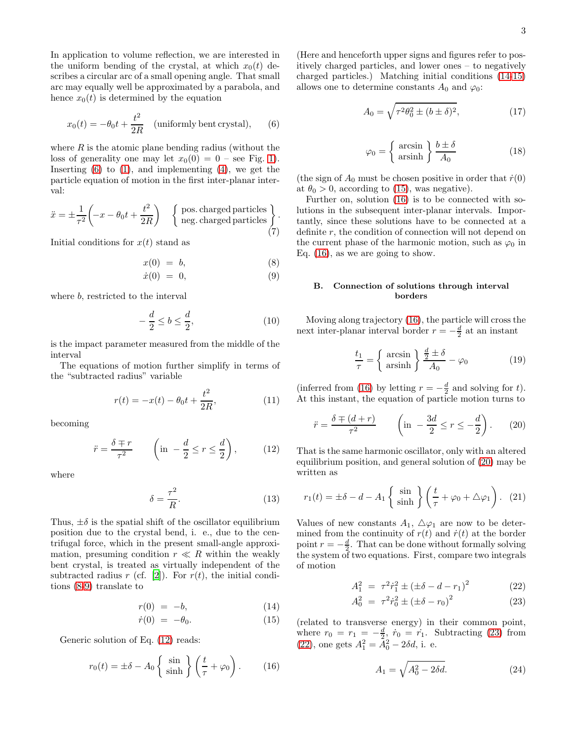In application to volume reflection, we are interested in the uniform bending of the crystal, at which $x_0(t)$ describes a circular arc of a small opening angle. That small arc may equally well be approximated by a parabola, and hence $x_0(t)$ is determined by the equation

$$x_0(t) = -\theta_0 t + \frac{t^2}{2R} \quad \text{(uniformly bent crystal)}, \tag{6}$$

where $R$ is the atomic plane bending radius (without the loss of generality one may let $x_0(0) = 0$ – see Fig. 1). Inserting (6) to (1), and implementing (4), we get the particle equation of motion in the first inter-planar interval:

$$\ddot{x} = \pm\frac{1}{\tau^2}\left(-x - \theta_0 t + \frac{t^2}{2R}\right) \quad \left\{ \begin{array}{c} \text{pos. charged particles} \\ \text{neg. charged particles} \end{array} \right\}. \tag{7}$$

Initial conditions for $x(t)$ stand as

$$x(0) = b, \tag{8}$$
$$\dot{x}(0) = 0, \tag{9}$$

where $b$, restricted to the interval

$$-\frac{d}{2} \leq b \leq \frac{d}{2}, \tag{10}$$

is the impact parameter measured from the middle of the interval

The equations of motion further simplify in terms of the "subtracted radius" variable

$$r(t) = -x(t) - \theta_0 t + \frac{t^2}{2R}, \tag{11}$$

becoming

$$\ddot{r} = \frac{\delta \mp r}{\tau^2} \qquad \left(\text{in } -\frac{d}{2} \leq r \leq \frac{d}{2}\right), \tag{12}$$

where

$$\delta = \frac{\tau^2}{R}. \tag{13}$$

Thus, $\pm\delta$ is the spatial shift of the oscillator equilibrium position due to the crystal bend, i. e., due to the centrifugal force, which in the present small-angle approximation, presuming condition $r \ll R$ within the weakly bent crystal, is treated as virtually independent of the subtracted radius $r$ (cf. [2]). For $r(t)$, the initial conditions (8-9) translate to

$$r(0) = -b, \tag{14}$$
$$\dot{r}(0) = -\theta_0. \tag{15}$$

Generic solution of Eq. (12) reads:

$$r_0(t) = \pm\delta - A_0 \left\{ \begin{array}{c} \sin \\ \sinh \end{array} \right\} \left(\frac{t}{\tau} + \varphi_0\right). \tag{16}$$

(Here and henceforth upper signs and figures refer to positively charged particles, and lower ones – to negatively charged particles.) Matching initial conditions (14-15) allows one to determine constants $A_0$ and $\varphi_0$:

$$A_0 = \sqrt{\tau^2\theta_0^2 \pm (b \pm \delta)^2}, \tag{17}$$

$$\varphi_0 = \left\{ \begin{array}{c} \arcsin \\ \text{arsinh} \end{array} \right\} \frac{b \pm \delta}{A_0} \tag{18}$$

(the sign of $A_0$ must be chosen positive in order that $\dot{r}(0)$ at $\theta_0 > 0$, according to (15), was negative).

Further on, solution (16) is to be connected with solutions in the subsequent inter-planar intervals. Importantly, since these solutions have to be connected at a definite $r$, the condition of connection will not depend on the current phase of the harmonic motion, such as $\varphi_0$ in Eq. (16), as we are going to show.

### B. Connection of solutions through interval borders

Moving along trajectory (16), the particle will cross the next inter-planar interval border $r = -\frac{d}{2}$ at an instant

$$\frac{t_1}{\tau} = \left\{ \begin{array}{c} \arcsin \\ \text{arsinh} \end{array} \right\} \frac{\frac{d}{2} \pm \delta}{A_0} - \varphi_0 \tag{19}$$

(inferred from (16) by letting $r = -\frac{d}{2}$ and solving for $t$). At this instant, the equation of particle motion turns to

$$\ddot{r} = \frac{\delta \mp (d + r)}{\tau^2} \qquad \left(\text{in } -\frac{3d}{2} \leq r \leq -\frac{d}{2}\right). \tag{20}$$

That is the same harmonic oscillator, only with an altered equilibrium position, and general solution of (20) may be written as

$$r_1(t) = \pm\delta - d - A_1 \left\{ \begin{array}{c} \sin \\ \sinh \end{array} \right\} \left(\frac{t}{\tau} + \varphi_0 + \triangle\varphi_1\right). \tag{21}$$

Values of new constants $A_1$, $\triangle\varphi_1$ are now to be determined from the continuity of $r(t)$ and $\dot{r}(t)$ at the border point $r = -\frac{d}{2}$. That can be done without formally solving the system of two equations. First, compare two integrals of motion

$$A_1^2 = \tau^2\dot{r}_1^2 \pm (\pm\delta - d - r_1)^2 \tag{22}$$
$$A_0^2 = \tau^2\dot{r}_0^2 \pm (\pm\delta - r_0)^2 \tag{23}$$

(related to transverse energy) in their common point, where $r_0 = r_1 = -\frac{d}{2}$, $\dot{r}_0 = \dot{r}_1$. Subtracting (23) from (22), one gets $A_1^2 = A_0^2 - 2\delta d$, i. e.

$$A_1 = \sqrt{A_0^2 - 2\delta d}. \tag{24}$$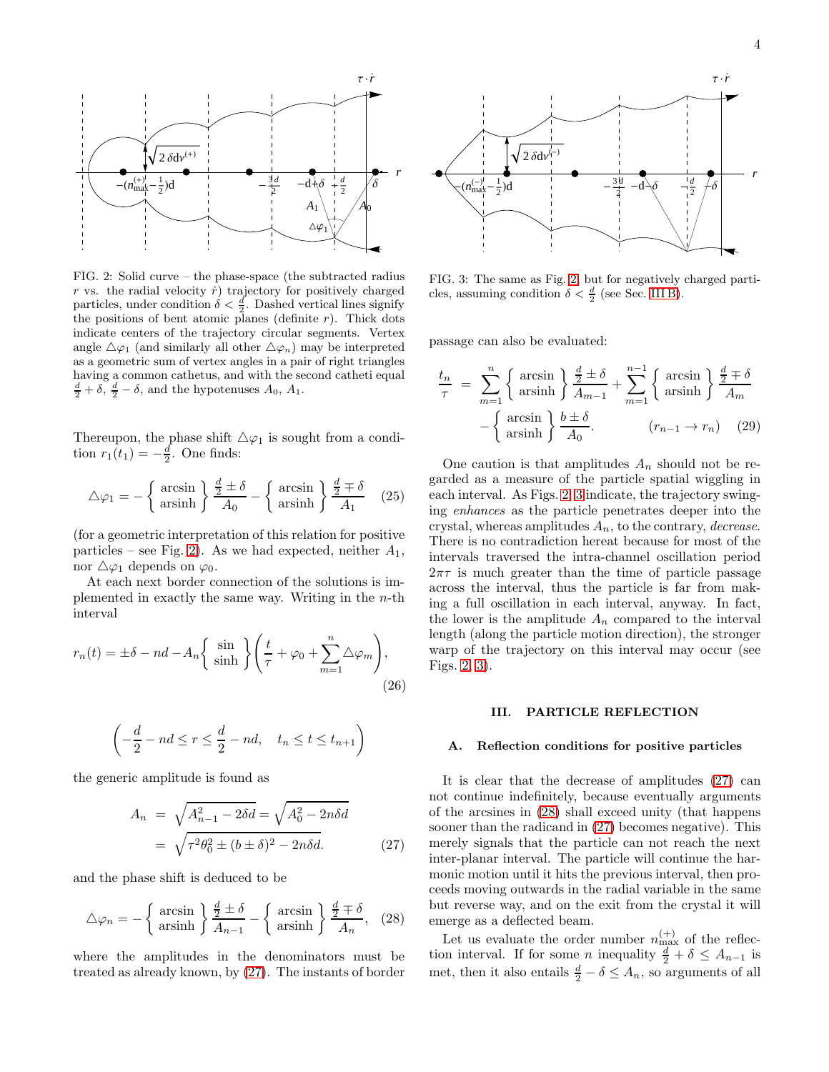FIG. 2: Solid curve – the phase-space (the subtracted radius $r$ vs. the radial velocity $\dot{r}$) trajectory for positively charged particles, under condition $\delta < \frac{d}{2}$. Dashed vertical lines signify the positions of bent atomic planes (definite $r$). Thick dots indicate centers of the trajectory circular segments. Vertex angle $\triangle\varphi_1$ (and similarly all other $\triangle\varphi_n$) may be interpreted as a geometric sum of vertex angles in a pair of right triangles having a common cathetus, and with the second catheti equal $\frac{d}{2}+\delta$, $\frac{d}{2}-\delta$, and the hypotenuses $A_0$, $A_1$.

FIG. 3: The same as Fig. 2, but for negatively charged particles, assuming condition $\delta < \frac{d}{2}$ (see Sec. III B).

Thereupon, the phase shift $\triangle\varphi_1$ is sought from a condition $r_1(t_1) = -\frac{d}{2}$. One finds:

$$\triangle\varphi_1 = -\left\{\begin{array}{c}\arcsin\\ \operatorname{arsinh}\end{array}\right\}\frac{\frac{d}{2}\pm\delta}{A_0} - \left\{\begin{array}{c}\arcsin\\ \operatorname{arsinh}\end{array}\right\}\frac{\frac{d}{2}\mp\delta}{A_1} \quad (25)$$

(for a geometric interpretation of this relation for positive particles – see Fig. 2). As we had expected, neither $A_1$, nor $\triangle\varphi_1$ depends on $\varphi_0$.

At each next border connection of the solutions is implemented in exactly the same way. Writing in the $n$-th interval

$$r_n(t) = \pm\delta - nd - A_n\left\{\begin{array}{c}\sin\\ \sinh\end{array}\right\}\left(\frac{t}{\tau}+\varphi_0+\sum_{m=1}^{n}\triangle\varphi_m\right), \quad (26)$$

$$\left(-\frac{d}{2}-nd \le r \le \frac{d}{2}-nd, \quad t_n \le t \le t_{n+1}\right)$$

the generic amplitude is found as

$$\begin{aligned}A_n &= \sqrt{A_{n-1}^2 - 2\delta d} = \sqrt{A_0^2 - 2n\delta d}\\ &= \sqrt{\tau^2\theta_0^2 \pm (b\pm\delta)^2 - 2n\delta d}.\end{aligned} \quad (27)$$

and the phase shift is deduced to be

$$\triangle\varphi_n = -\left\{\begin{array}{c}\arcsin\\ \operatorname{arsinh}\end{array}\right\}\frac{\frac{d}{2}\pm\delta}{A_{n-1}} - \left\{\begin{array}{c}\arcsin\\ \operatorname{arsinh}\end{array}\right\}\frac{\frac{d}{2}\mp\delta}{A_n}, \quad (28)$$

where the amplitudes in the denominators must be treated as already known, by (27). The instants of border passage can also be evaluated:

$$\begin{aligned}\frac{t_n}{\tau} &= \sum_{m=1}^{n}\left\{\begin{array}{c}\arcsin\\ \operatorname{arsinh}\end{array}\right\}\frac{\frac{d}{2}\pm\delta}{A_{m-1}} + \sum_{m=1}^{n-1}\left\{\begin{array}{c}\arcsin\\ \operatorname{arsinh}\end{array}\right\}\frac{\frac{d}{2}\mp\delta}{A_m}\\ &\quad - \left\{\begin{array}{c}\arcsin\\ \operatorname{arsinh}\end{array}\right\}\frac{b\pm\delta}{A_0}. \qquad (r_{n-1}\to r_n)\end{aligned} \quad (29)$$

One caution is that amplitudes $A_n$ should not be regarded as a measure of the particle spatial wiggling in each interval. As Figs. 2, 3 indicate, the trajectory swinging *enhances* as the particle penetrates deeper into the crystal, whereas amplitudes $A_n$, to the contrary, *decrease*. There is no contradiction hereat because for most of the intervals traversed the intra-channel oscillation period $2\pi\tau$ is much greater than the time of particle passage across the interval, thus the particle is far from making a full oscillation in each interval, anyway. In fact, the lower is the amplitude $A_n$ compared to the interval length (along the particle motion direction), the stronger warp of the trajectory on this interval may occur (see Figs. 2, 3).

## III. PARTICLE REFLECTION

### A. Reflection conditions for positive particles

It is clear that the decrease of amplitudes (27) can not continue indefinitely, because eventually arguments of the arcsines in (28) shall exceed unity (that happens sooner than the radicand in (27) becomes negative). This merely signals that the particle can not reach the next inter-planar interval. The particle will continue the harmonic motion until it hits the previous interval, then proceeds moving outwards in the radial variable in the same but reverse way, and on the exit from the crystal it will emerge as a deflected beam.

Let us evaluate the order number $n_{\max}^{(+)}$ of the reflection interval. If for some $n$ inequality $\frac{d}{2}+\delta \le A_{n-1}$ is met, then it also entails $\frac{d}{2}-\delta \le A_n$, so arguments of all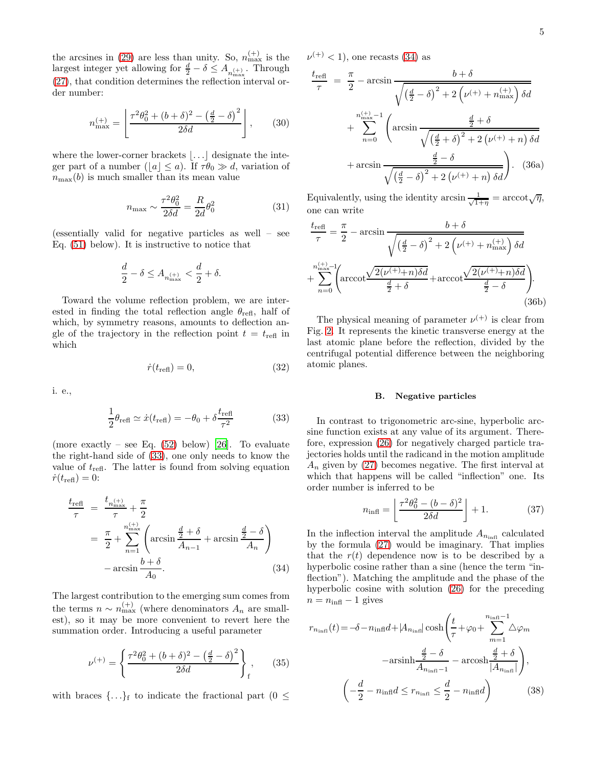the arcsines in (29) are less than unity. So, $n_{\max}^{(+)}$ is the largest integer yet allowing for $\frac{d}{2} - \delta \le A_{n_{\max}^{(+)}}$. Through (27), that condition determines the reflection interval order number:

$$n_{\max}^{(+)} = \left\lfloor \frac{\tau^2\theta_0^2 + (b+\delta)^2 - \left(\frac{d}{2}-\delta\right)^2}{2\delta d} \right\rfloor, \tag{30}$$

where the lower-corner brackets $\lfloor \ldots \rfloor$ designate the integer part of a number ($\lfloor a \rfloor \le a$). If $\tau\theta_0 \gg d$, variation of $n_{\max}(b)$ is much smaller than its mean value

$$n_{\max} \sim \frac{\tau^2\theta_0^2}{2\delta d} = \frac{R}{2d}\theta_0^2 \tag{31}$$

(essentially valid for negative particles as well – see Eq. (51) below). It is instructive to notice that

$$\frac{d}{2} - \delta \le A_{n_{\max}^{(+)}} < \frac{d}{2} + \delta.$$

Toward the volume reflection problem, we are interested in finding the total reflection angle $\theta_{\text{refl}}$, half of which, by symmetry reasons, amounts to deflection angle of the trajectory in the reflection point $t = t_{\text{refl}}$ in which

$$\dot{r}(t_{\text{refl}}) = 0, \tag{32}$$

i. e.,

$$\frac{1}{2}\theta_{\text{refl}} \simeq \dot{x}(t_{\text{refl}}) = -\theta_0 + \delta\frac{t_{\text{refl}}}{\tau^2} \tag{33}$$

(more exactly – see Eq. (52) below) [26]. To evaluate the right-hand side of (33), one only needs to know the value of $t_{\text{refl}}$. The latter is found from solving equation $\dot{r}(t_{\text{refl}}) = 0$:

$$\begin{aligned}
\frac{t_{\text{refl}}}{\tau} &= \frac{t_{n_{\max}^{(+)}}}{\tau} + \frac{\pi}{2} \\
&= \frac{\pi}{2} + \sum_{n=1}^{n_{\max}^{(+)}} \left( \arcsin\frac{\frac{d}{2}+\delta}{A_{n-1}} + \arcsin\frac{\frac{d}{2}-\delta}{A_n} \right) \\
&\quad - \arcsin\frac{b+\delta}{A_0}.
\end{aligned} \tag{34}$$

The largest contribution to the emerging sum comes from the terms $n \sim n_{\max}^{(+)}$ (where denominators $A_n$ are smallest), so it may be more convenient to revert here the summation order. Introducing a useful parameter

$$\nu^{(+)} = \left\{ \frac{\tau^2\theta_0^2 + (b+\delta)^2 - \left(\frac{d}{2}-\delta\right)^2}{2\delta d} \right\}_{\text{f}}, \tag{35}$$

with braces $\{\ldots\}_{\text{f}}$ to indicate the fractional part ($0 \le \nu^{(+)} < 1$), one recasts (34) as

$$\begin{aligned}
\frac{t_{\text{refl}}}{\tau} &= \frac{\pi}{2} - \arcsin\frac{b+\delta}{\sqrt{\left(\frac{d}{2}-\delta\right)^2 + 2\left(\nu^{(+)} + n_{\max}^{(+)}\right)\delta d}} \\
&\quad + \sum_{n=0}^{n_{\max}^{(+)}-1} \left( \arcsin\frac{\frac{d}{2}+\delta}{\sqrt{\left(\frac{d}{2}+\delta\right)^2 + 2\left(\nu^{(+)}+n\right)\delta d}} \right. \\
&\quad \left. + \arcsin\frac{\frac{d}{2}-\delta}{\sqrt{\left(\frac{d}{2}-\delta\right)^2 + 2\left(\nu^{(+)}+n\right)\delta d}} \right).
\end{aligned} \tag{36a}$$

Equivalently, using the identity $\arcsin\frac{1}{\sqrt{1+\eta}} = \operatorname{arccot}\sqrt{\eta}$, one can write

$$\begin{aligned}
\frac{t_{\text{refl}}}{\tau} &= \frac{\pi}{2} - \arcsin\frac{b+\delta}{\sqrt{\left(\frac{d}{2}-\delta\right)^2 + 2\left(\nu^{(+)} + n_{\max}^{(+)}\right)\delta d}} \\
&+ \sum_{n=0}^{n_{\max}^{(+)}-1} \left( \operatorname{arccot}\frac{\sqrt{2(\nu^{(+)}+n)\delta d}}{\frac{d}{2}+\delta} + \operatorname{arccot}\frac{\sqrt{2(\nu^{(+)}+n)\delta d}}{\frac{d}{2}-\delta} \right).
\end{aligned} \tag{36b}$$

The physical meaning of parameter $\nu^{(+)}$ is clear from Fig. 2. It represents the kinetic transverse energy at the last atomic plane before the reflection, divided by the centrifugal potential difference between the neighboring atomic planes.

### B. Negative particles

In contrast to trigonometric arc-sine, hyperbolic arcsine function exists at any value of its argument. Therefore, expression (26) for negatively charged particle trajectories holds until the radicand in the motion amplitude $A_n$ given by (27) becomes negative. The first interval at which that happens will be called "inflection" one. Its order number is inferred to be

$$n_{\text{infl}} = \left\lfloor \frac{\tau^2\theta_0^2 - (b-\delta)^2}{2\delta d} \right\rfloor + 1. \tag{37}$$

In the inflection interval the amplitude $A_{n_{\text{infl}}}$ calculated by the formula (27) would be imaginary. That implies that the $r(t)$ dependence now is to be described by a hyperbolic cosine rather than a sine (hence the term "inflection"). Matching the amplitude and the phase of the hyperbolic cosine with solution (26) for the preceding $n = n_{\text{infl}} - 1$ gives

$$\begin{aligned}
r_{n_{\text{infl}}}(t) &= -\delta - n_{\text{infl}}d + |A_{n_{\text{infl}}}| \cosh\left( \frac{t}{\tau} + \varphi_0 + \sum_{m=1}^{n_{\text{infl}}-1} \triangle\varphi_m \right. \\
&\quad \left. - \operatorname{arsinh}\frac{\frac{d}{2}-\delta}{A_{n_{\text{infl}}-1}} - \operatorname{arcosh}\frac{\frac{d}{2}+\delta}{|A_{n_{\text{infl}}}|} \right), \\
&\left( -\frac{d}{2} - n_{\text{infl}}d \le r_{n_{\text{infl}}} \le \frac{d}{2} - n_{\text{infl}}d \right)
\end{aligned} \tag{38}$$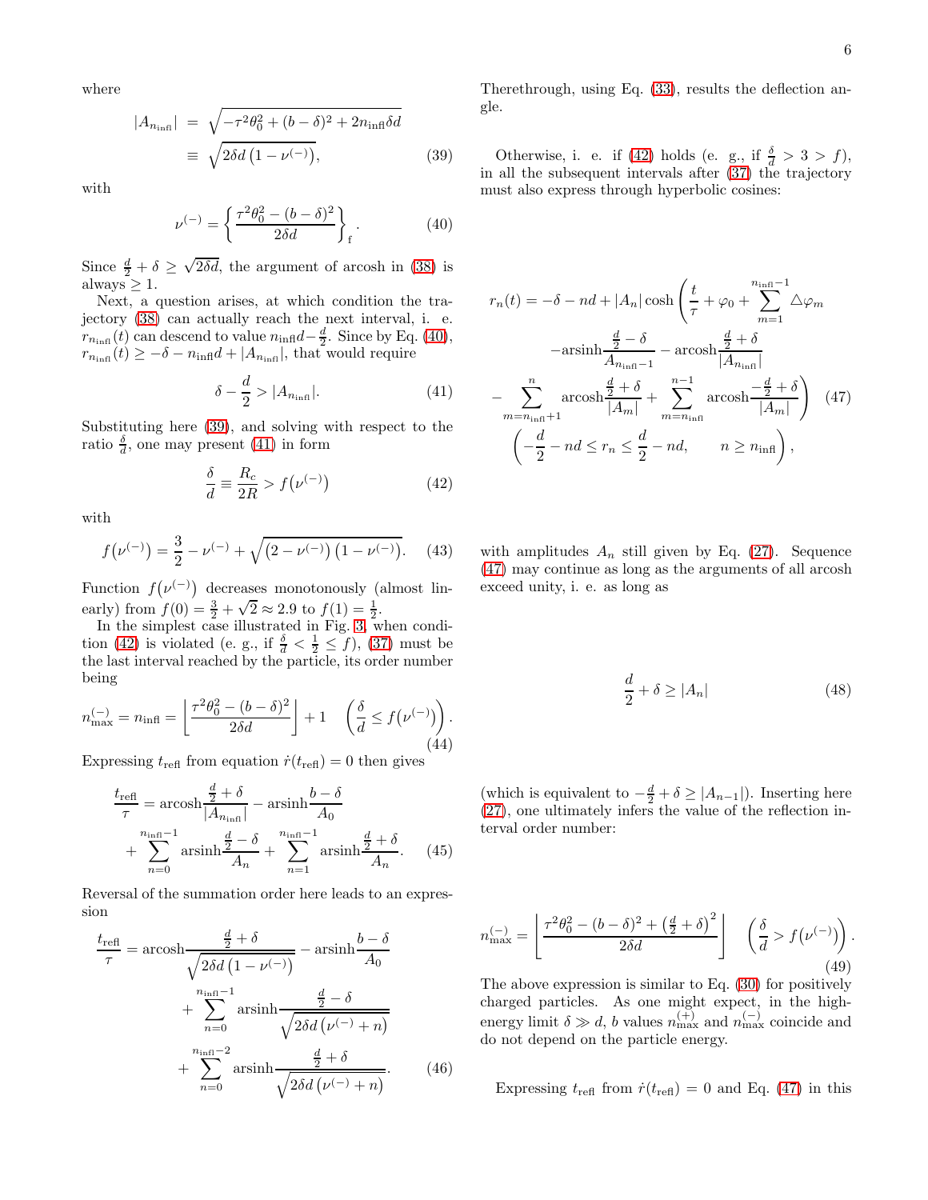where

$$|A_{n_{\rm infl}}| = \sqrt{-\tau^2\theta_0^2 + (b-\delta)^2 + 2n_{\rm infl}\delta d} \equiv \sqrt{2\delta d\left(1-\nu^{(-)}\right)}, \tag{39}$$

with

$$\nu^{(-)} = \left\{\frac{\tau^2\theta_0^2 - (b-\delta)^2}{2\delta d}\right\}_{\rm f}. \tag{40}$$

Since $\frac{d}{2} + \delta \geq \sqrt{2\delta d}$, the argument of arcosh in (38) is always $\geq 1$.

Next, a question arises, at which condition the trajectory (38) can actually reach the next interval, i. e. $r_{n_{\rm infl}}(t)$ can descend to value $n_{\rm infl}d - \frac{d}{2}$. Since by Eq. (40), $r_{n_{\rm infl}}(t) \geq -\delta - n_{\rm infl}d + |A_{n_{\rm infl}}|$, that would require

$$\delta - \frac{d}{2} > |A_{n_{\rm infl}}|. \tag{41}$$

Substituting here (39), and solving with respect to the ratio $\frac{\delta}{d}$, one may present (41) in form

$$\frac{\delta}{d} \equiv \frac{R_c}{2R} > f\left(\nu^{(-)}\right) \tag{42}$$

with

$$f\left(\nu^{(-)}\right) = \frac{3}{2} - \nu^{(-)} + \sqrt{\left(2-\nu^{(-)}\right)\left(1-\nu^{(-)}\right)}. \tag{43}$$

Function $f\left(\nu^{(-)}\right)$ decreases monotonously (almost linearly) from $f(0) = \frac{3}{2} + \sqrt{2} \approx 2.9$ to $f(1) = \frac{1}{2}$.

In the simplest case illustrated in Fig. 3, when condition (42) is violated (e. g., if $\frac{\delta}{d} < \frac{1}{2} \leq f$), (37) must be the last interval reached by the particle, its order number being

$$n_{\max}^{(-)} = n_{\rm infl} = \left\lfloor \frac{\tau^2\theta_0^2 - (b-\delta)^2}{2\delta d}\right\rfloor + 1 \quad \left(\frac{\delta}{d} \leq f\left(\nu^{(-)}\right)\right). \tag{44}$$

Expressing $t_{\rm refl}$ from equation $\dot{r}(t_{\rm refl}) = 0$ then gives

$$\frac{t_{\rm refl}}{\tau} = \operatorname{arcosh}\frac{\frac{d}{2}+\delta}{|A_{n_{\rm infl}}|} - \operatorname{arsinh}\frac{b-\delta}{A_0} + \sum_{n=0}^{n_{\rm infl}-1}\operatorname{arsinh}\frac{\frac{d}{2}-\delta}{A_n} + \sum_{n=1}^{n_{\rm infl}-1}\operatorname{arsinh}\frac{\frac{d}{2}+\delta}{A_n}. \tag{45}$$

Reversal of the summation order here leads to an expression

$$\frac{t_{\rm refl}}{\tau} = \operatorname{arcosh}\frac{\frac{d}{2}+\delta}{\sqrt{2\delta d\left(1-\nu^{(-)}\right)}} - \operatorname{arsinh}\frac{b-\delta}{A_0} + \sum_{n=0}^{n_{\rm infl}-1}\operatorname{arsinh}\frac{\frac{d}{2}-\delta}{\sqrt{2\delta d\left(\nu^{(-)}+n\right)}} + \sum_{n=0}^{n_{\rm infl}-2}\operatorname{arsinh}\frac{\frac{d}{2}+\delta}{\sqrt{2\delta d\left(\nu^{(-)}+n\right)}}. \tag{46}$$

Therethrough, using Eq. (33), results the deflection angle.

Otherwise, i. e. if (42) holds (e. g., if $\frac{\delta}{d} > 3 > f$), in all the subsequent intervals after (37) the trajectory must also express through hyperbolic cosines:

$$r_n(t) = -\delta - nd + |A_n|\cosh\left(\frac{t}{\tau} + \varphi_0 + \sum_{m=1}^{n_{\rm infl}-1}\triangle\varphi_m - \operatorname{arsinh}\frac{\frac{d}{2}-\delta}{A_{n_{\rm infl}-1}} - \operatorname{arcosh}\frac{\frac{d}{2}+\delta}{|A_{n_{\rm infl}}|} - \sum_{m=n_{\rm infl}+1}^{n}\operatorname{arcosh}\frac{\frac{d}{2}+\delta}{|A_m|} + \sum_{m=n_{\rm infl}}^{n-1}\operatorname{arcosh}\frac{-\frac{d}{2}+\delta}{|A_m|}\right) \tag{47}$$
$$\left(-\frac{d}{2} - nd \leq r_n \leq \frac{d}{2} - nd, \qquad n \geq n_{\rm infl}\right),$$

with amplitudes $A_n$ still given by Eq. (27). Sequence (47) may continue as long as the arguments of all arcosh exceed unity, i. e. as long as

$$\frac{d}{2} + \delta \geq |A_n| \tag{48}$$

(which is equivalent to $-\frac{d}{2} + \delta \geq |A_{n-1}|$). Inserting here (27), one ultimately infers the value of the reflection interval order number:

$$n_{\max}^{(-)} = \left\lfloor \frac{\tau^2\theta_0^2 - (b-\delta)^2 + \left(\frac{d}{2}+\delta\right)^2}{2\delta d}\right\rfloor \quad \left(\frac{\delta}{d} > f\left(\nu^{(-)}\right)\right). \tag{49}$$

The above expression is similar to Eq. (30) for positively charged particles. As one might expect, in the high-energy limit $\delta \gg d$, $b$ values $n_{\max}^{(+)}$ and $n_{\max}^{(-)}$ coincide and do not depend on the particle energy.

Expressing $t_{\rm refl}$ from $\dot{r}(t_{\rm refl}) = 0$ and Eq. (47) in this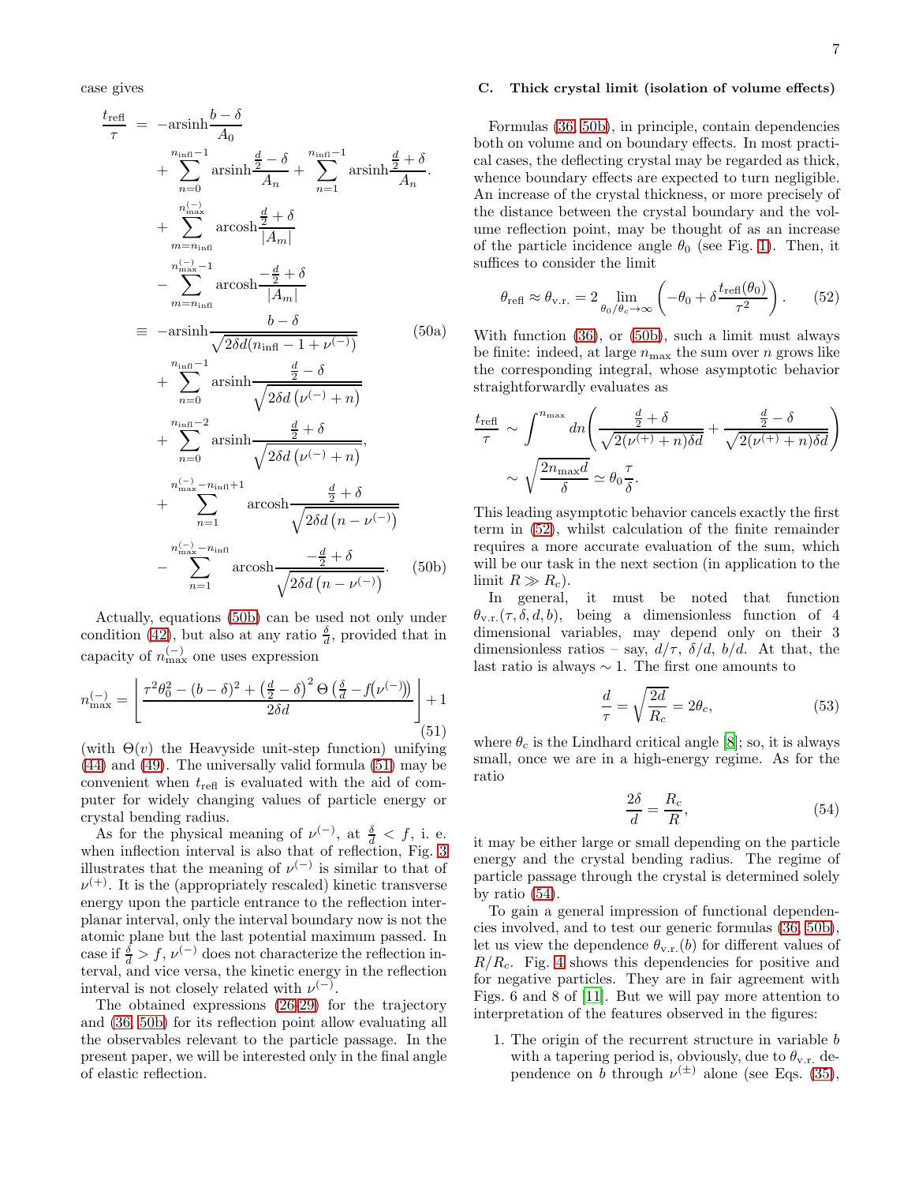case gives

$$
\begin{aligned}
\frac{t_{\rm refl}}{\tau} &= -\mathrm{arsinh}\frac{b-\delta}{A_0} \\
&\quad + \sum_{n=0}^{n_{\rm infl}-1}\mathrm{arsinh}\frac{\frac{d}{2}-\delta}{A_n} + \sum_{n=1}^{n_{\rm infl}-1}\mathrm{arsinh}\frac{\frac{d}{2}+\delta}{A_n}. \\
&\quad + \sum_{m=n_{\rm infl}}^{n^{(-)}_{\max}}\mathrm{arcosh}\frac{\frac{d}{2}+\delta}{|A_m|} \\
&\quad - \sum_{m=n_{\rm infl}}^{n^{(-)}_{\max}-1}\mathrm{arcosh}\frac{-\frac{d}{2}+\delta}{|A_m|} \\
&\equiv -\mathrm{arsinh}\frac{b-\delta}{\sqrt{2\delta d(n_{\rm infl}-1+\nu^{(-)})}} \qquad (50a)\\
&\quad + \sum_{n=0}^{n_{\rm infl}-1}\mathrm{arsinh}\frac{\frac{d}{2}-\delta}{\sqrt{2\delta d\left(\nu^{(-)}+n\right)}} \\
&\quad + \sum_{n=0}^{n_{\rm infl}-2}\mathrm{arsinh}\frac{\frac{d}{2}+\delta}{\sqrt{2\delta d\left(\nu^{(-)}+n\right)}}, \\
&\quad + \sum_{n=1}^{n^{(-)}_{\max}-n_{\rm infl}+1}\mathrm{arcosh}\frac{\frac{d}{2}+\delta}{\sqrt{2\delta d\left(n-\nu^{(-)}\right)}} \\
&\quad - \sum_{n=1}^{n^{(-)}_{\max}-n_{\rm infl}}\mathrm{arcosh}\frac{-\frac{d}{2}+\delta}{\sqrt{2\delta d\left(n-\nu^{(-)}\right)}}. \qquad (50b)
\end{aligned}
$$

Actually, equations (50b) can be used not only under condition (42), but also at any ratio $\frac{\delta}{d}$, provided that in capacity of $n^{(-)}_{\max}$ one uses expression

$$
n^{(-)}_{\max} = \left\lfloor \frac{\tau^2\theta_0^2 - (b-\delta)^2 + \left(\frac{d}{2}-\delta\right)^2\Theta\left(\frac{\delta}{d}-f(\nu^{(-)})\right)}{2\delta d}\right\rfloor + 1 \qquad (51)
$$

(with $\Theta(v)$ the Heavyside unit-step function) unifying (44) and (49). The universally valid formula (51) may be convenient when $t_{\rm refl}$ is evaluated with the aid of computer for widely changing values of particle energy or crystal bending radius.

As for the physical meaning of $\nu^{(-)}$, at $\frac{\delta}{d} < f$, i. e. when inflection interval is also that of reflection, Fig. 3 illustrates that the meaning of $\nu^{(-)}$ is similar to that of $\nu^{(+)}$. It is the (appropriately rescaled) kinetic transverse energy upon the particle entrance to the reflection interplanar interval, only the interval boundary now is not the atomic plane but the last potential maximum passed. In case if $\frac{\delta}{d} > f$, $\nu^{(-)}$ does not characterize the reflection interval, and vice versa, the kinetic energy in the reflection interval is not closely related with $\nu^{(-)}$.

The obtained expressions (26-29) for the trajectory and (36, 50b) for its reflection point allow evaluating all the observables relevant to the particle passage. In the present paper, we will be interested only in the final angle of elastic reflection.

### C. Thick crystal limit (isolation of volume effects)

Formulas (36, 50b), in principle, contain dependencies both on volume and on boundary effects. In most practical cases, the deflecting crystal may be regarded as thick, whence boundary effects are expected to turn negligible. An increase of the crystal thickness, or more precisely of the distance between the crystal boundary and the volume reflection point, may be thought of as an increase of the particle incidence angle $\theta_0$ (see Fig. 1). Then, it suffices to consider the limit

$$
\theta_{\rm refl} \approx \theta_{\rm v.r.} = 2\lim_{\theta_0/\theta_c\to\infty}\left(-\theta_0 + \delta\frac{t_{\rm refl}(\theta_0)}{\tau^2}\right). \qquad (52)
$$

With function (36), or (50b), such a limit must always be finite: indeed, at large $n_{\max}$ the sum over $n$ grows like the corresponding integral, whose asymptotic behavior straightforwardly evaluates as

$$
\begin{aligned}
\frac{t_{\rm refl}}{\tau} &\sim \int^{n_{\max}} dn\left(\frac{\frac{d}{2}+\delta}{\sqrt{2(\nu^{(+)}+n)\delta d}} + \frac{\frac{d}{2}-\delta}{\sqrt{2(\nu^{(+)}+n)\delta d}}\right)\\
&\sim \sqrt{\frac{2n_{\max}d}{\delta}} \simeq \theta_0\frac{\tau}{\delta}.
\end{aligned}
$$

This leading asymptotic behavior cancels exactly the first term in (52), whilst calculation of the finite remainder requires a more accurate evaluation of the sum, which will be our task in the next section (in application to the limit $R \gg R_c$).

In general, it must be noted that function $\theta_{\rm v.r.}(\tau,\delta,d,b)$, being a dimensionless function of 4 dimensional variables, may depend only on their 3 dimensionless ratios – say, $d/\tau$, $\delta/d$, $b/d$. At that, the last ratio is always $\sim 1$. The first one amounts to

$$
\frac{d}{\tau} = \sqrt{\frac{2d}{R_c}} = 2\theta_c, \qquad (53)
$$

where $\theta_c$ is the Lindhard critical angle [8]; so, it is always small, once we are in a high-energy regime. As for the ratio

$$
\frac{2\delta}{d} = \frac{R_c}{R}, \qquad (54)
$$

it may be either large or small depending on the particle energy and the crystal bending radius. The regime of particle passage through the crystal is determined solely by ratio (54).

To gain a general impression of functional dependencies involved, and to test our generic formulas (36, 50b), let us view the dependence $\theta_{\rm v.r.}(b)$ for different values of $R/R_c$. Fig. 4 shows this dependencies for positive and for negative particles. They are in fair agreement with Figs. 6 and 8 of [11]. But we will pay more attention to interpretation of the features observed in the figures:

1. The origin of the recurrent structure in variable $b$ with a tapering period is, obviously, due to $\theta_{\rm v.r.}$ dependence on $b$ through $\nu^{(\pm)}$ alone (see Eqs. (35),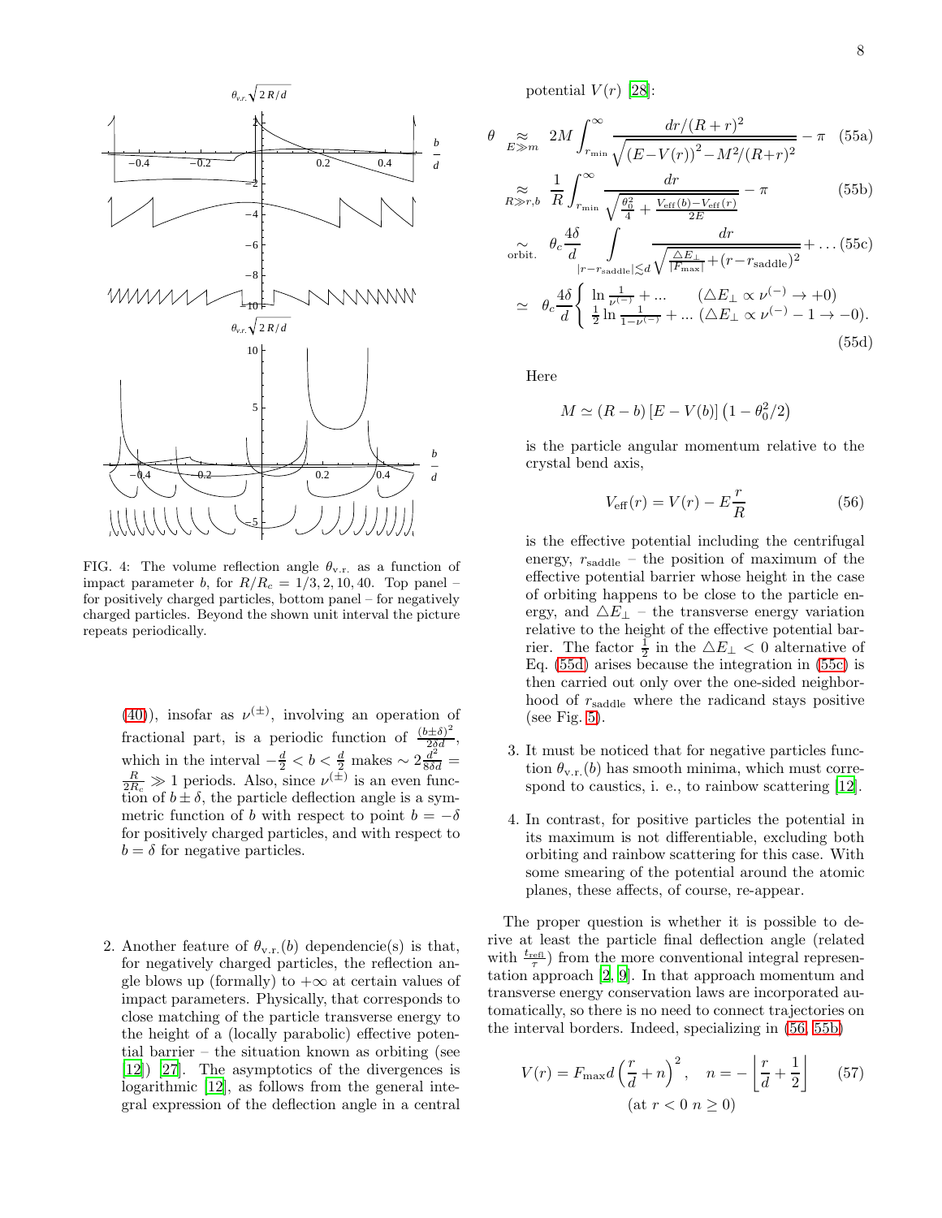FIG. 4: The volume reflection angle $\theta_{\mathrm{v.r.}}$ as a function of impact parameter $b$, for $R/R_c = 1/3, 2, 10, 40$. Top panel – for positively charged particles, bottom panel – for negatively charged particles. Beyond the shown unit interval the picture repeats periodically.

(40)), insofar as $\nu^{(\pm)}$, involving an operation of fractional part, is a periodic function of $\frac{(b\pm\delta)^2}{2\delta d}$, which in the interval $-\frac{d}{2} < b < \frac{d}{2}$ makes $\sim 2\frac{d^2}{8\delta d} = \frac{R}{2R_c} \gg 1$ periods. Also, since $\nu^{(\pm)}$ is an even function of $b \pm \delta$, the particle deflection angle is a symmetric function of $b$ with respect to point $b = -\delta$ for positively charged particles, and with respect to $b = \delta$ for negative particles.

2. Another feature of $\theta_{\mathrm{v.r.}}(b)$ dependencie(s) is that, for negatively charged particles, the reflection angle blows up (formally) to $+\infty$ at certain values of impact parameters. Physically, that corresponds to close matching of the particle transverse energy to the height of a (locally parabolic) effective potential barrier – the situation known as orbiting (see [12]) [27]. The asymptotics of the divergences is logarithmic [12], as follows from the general integral expression of the deflection angle in a central potential $V(r)$ [28]:

$$\theta \underset{E\gg m}{\approx} 2M \int_{r_{\min}}^{\infty} \frac{dr/(R+r)^2}{\sqrt{\left(E-V(r)\right)^2 - M^2/(R+r)^2}} - \pi \quad (55a)$$

$$\underset{R\gg r,b}{\approx} \frac{1}{R} \int_{r_{\min}}^{\infty} \frac{dr}{\sqrt{\frac{\theta_0^2}{4} + \frac{V_{\mathrm{eff}}(b)-V_{\mathrm{eff}}(r)}{2E}}} - \pi \quad (55b)$$

$$\underset{\mathrm{orbit.}}{\sim} \theta_c \frac{4\delta}{d} \int_{|r-r_{\mathrm{saddle}}|\lesssim d} \frac{dr}{\sqrt{\frac{\triangle E_\perp}{|F_{\max}|} + (r-r_{\mathrm{saddle}})^2}} + \ldots \quad (55c)$$

$$\simeq \theta_c \frac{4\delta}{d} \begin{cases} \ln \frac{1}{\nu^{(-)}} + \ldots & (\triangle E_\perp \propto \nu^{(-)} \to +0) \\ \frac{1}{2}\ln \frac{1}{1-\nu^{(-)}} + \ldots & (\triangle E_\perp \propto \nu^{(-)} - 1 \to -0). \end{cases} \quad (55d)$$

Here

$$M \simeq (R-b)\left[E - V(b)\right]\left(1 - \theta_0^2/2\right)$$

is the particle angular momentum relative to the crystal bend axis,

$$V_{\mathrm{eff}}(r) = V(r) - E\frac{r}{R} \quad (56)$$

is the effective potential including the centrifugal energy, $r_{\mathrm{saddle}}$ – the position of maximum of the effective potential barrier whose height in the case of orbiting happens to be close to the particle energy, and $\triangle E_\perp$ – the transverse energy variation relative to the height of the effective potential barrier. The factor $\frac{1}{2}$ in the $\triangle E_\perp < 0$ alternative of Eq. (55d) arises because the integration in (55c) is then carried out only over the one-sided neighborhood of $r_{\mathrm{saddle}}$ where the radicand stays positive (see Fig. 5).

3. It must be noticed that for negative particles function $\theta_{\mathrm{v.r.}}(b)$ has smooth minima, which must correspond to caustics, i. e., to rainbow scattering [12].

4. In contrast, for positive particles the potential in its maximum is not differentiable, excluding both orbiting and rainbow scattering for this case. With some smearing of the potential around the atomic planes, these affects, of course, re-appear.

The proper question is whether it is possible to derive at least the particle final deflection angle (related with $\frac{t_{\mathrm{refl}}}{\tau}$) from the more conventional integral representation approach [2, 9]. In that approach momentum and transverse energy conservation laws are incorporated automatically, so there is no need to connect trajectories on the interval borders. Indeed, specializing in (56, 55b)

$$V(r) = F_{\max} d \left(\frac{r}{d} + n\right)^2, \quad n = -\left\lfloor \frac{r}{d} + \frac{1}{2} \right\rfloor \quad (57)$$

$$(\text{at } r < 0 \ n \geq 0)$$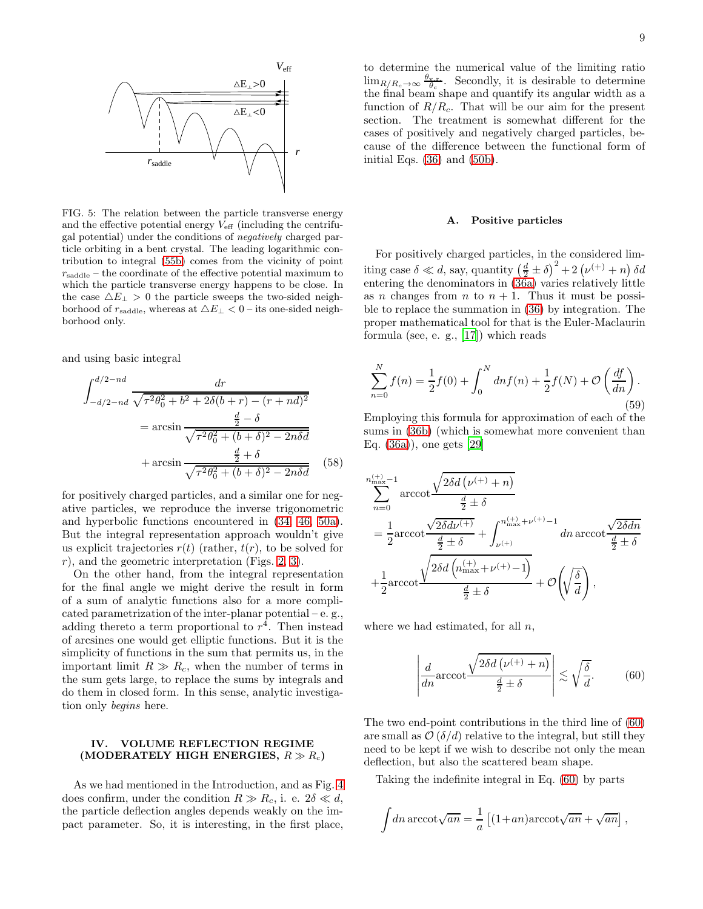FIG. 5: The relation between the particle transverse energy and the effective potential energy $V_{\text{eff}}$ (including the centrifugal potential) under the conditions of *negatively* charged particle orbiting in a bent crystal. The leading logarithmic contribution to integral (55b) comes from the vicinity of point $r_{\text{saddle}}$ – the coordinate of the effective potential maximum to which the particle transverse energy happens to be close. In the case $\triangle E_{\perp} > 0$ the particle sweeps the two-sided neighborhood of $r_{\text{saddle}}$, whereas at $\triangle E_{\perp} < 0$ – its one-sided neighborhood only.

and using basic integral

$$\int_{-d/2-nd}^{d/2-nd} \frac{dr}{\sqrt{\tau^2\theta_0^2 + b^2 + 2\delta(b+r) - (r+nd)^2}} = \arcsin\frac{\frac{d}{2}-\delta}{\sqrt{\tau^2\theta_0^2 + (b+\delta)^2 - 2n\delta d}} + \arcsin\frac{\frac{d}{2}+\delta}{\sqrt{\tau^2\theta_0^2 + (b+\delta)^2 - 2n\delta d}} \quad (58)$$

for positively charged particles, and a similar one for negative particles, we reproduce the inverse trigonometric and hyperbolic functions encountered in (34, 46, 50a). But the integral representation approach wouldn't give us explicit trajectories $r(t)$ (rather, $t(r)$, to be solved for $r$), and the geometric interpretation (Figs. 2, 3).

On the other hand, from the integral representation for the final angle we might derive the result in form of a sum of analytic functions also for a more complicated parametrization of the inter-planar potential – e. g., adding thereto a term proportional to $r^4$. Then instead of arcsines one would get elliptic functions. But it is the simplicity of functions in the sum that permits us, in the important limit $R \gg R_c$, when the number of terms in the sum gets large, to replace the sums by integrals and do them in closed form. In this sense, analytic investigation only *begins* here.

## IV. VOLUME REFLECTION REGIME (MODERATELY HIGH ENERGIES, $R \gg R_c$)

As we had mentioned in the Introduction, and as Fig. 4 does confirm, under the condition $R \gg R_c$, i. e. $2\delta \ll d$, the particle deflection angles depends weakly on the impact parameter. So, it is interesting, in the first place, to determine the numerical value of the limiting ratio $\lim_{R/R_c\to\infty} \frac{\theta_{\text{v.r.}}}{\theta_c}$. Secondly, it is desirable to determine the final beam shape and quantify its angular width as a function of $R/R_c$. That will be our aim for the present section. The treatment is somewhat different for the cases of positively and negatively charged particles, because of the difference between the functional form of initial Eqs. (36) and (50b).

### A. Positive particles

For positively charged particles, in the considered limiting case $\delta \ll d$, say, quantity $\left(\frac{d}{2}\pm\delta\right)^2 + 2\left(\nu^{(+)}+n\right)\delta d$ entering the denominators in (36a) varies relatively little as $n$ changes from $n$ to $n+1$. Thus it must be possible to replace the summation in (36) by integration. The proper mathematical tool for that is the Euler-Maclaurin formula (see, e. g., [17]) which reads

$$\sum_{n=0}^{N} f(n) = \frac{1}{2}f(0) + \int_0^N dn f(n) + \frac{1}{2}f(N) + \mathcal{O}\left(\frac{df}{dn}\right). \quad (59)$$

Employing this formula for approximation of each of the sums in (36b) (which is somewhat more convenient than Eq. (36a)), one gets [29]

$$\sum_{n=0}^{n_{\max}^{(+)}-1} \operatorname{arccot}\frac{\sqrt{2\delta d\left(\nu^{(+)}+n\right)}}{\frac{d}{2}\pm\delta} = \frac{1}{2}\operatorname{arccot}\frac{\sqrt{2\delta d\nu^{(+)}}}{\frac{d}{2}\pm\delta} + \int_{\nu^{(+)}}^{n_{\max}^{(+)}+\nu^{(+)}-1} dn \operatorname{arccot}\frac{\sqrt{2\delta dn}}{\frac{d}{2}\pm\delta} + \frac{1}{2}\operatorname{arccot}\frac{\sqrt{2\delta d\left(n_{\max}^{(+)}+\nu^{(+)}-1\right)}}{\frac{d}{2}\pm\delta} + \mathcal{O}\left(\sqrt{\frac{\delta}{d}}\right),$$

where we had estimated, for all $n$,

$$\left|\frac{d}{dn}\operatorname{arccot}\frac{\sqrt{2\delta d\left(\nu^{(+)}+n\right)}}{\frac{d}{2}\pm\delta}\right| \lesssim \sqrt{\frac{\delta}{d}}. \quad (60)$$

The two end-point contributions in the third line of (60) are small as $\mathcal{O}(\delta/d)$ relative to the integral, but still they need to be kept if we wish to describe not only the mean deflection, but also the scattered beam shape.

Taking the indefinite integral in Eq. (60) by parts

$$\int dn \operatorname{arccot}\sqrt{an} = \frac{1}{a}\left[(1+an)\operatorname{arccot}\sqrt{an} + \sqrt{an}\right],$$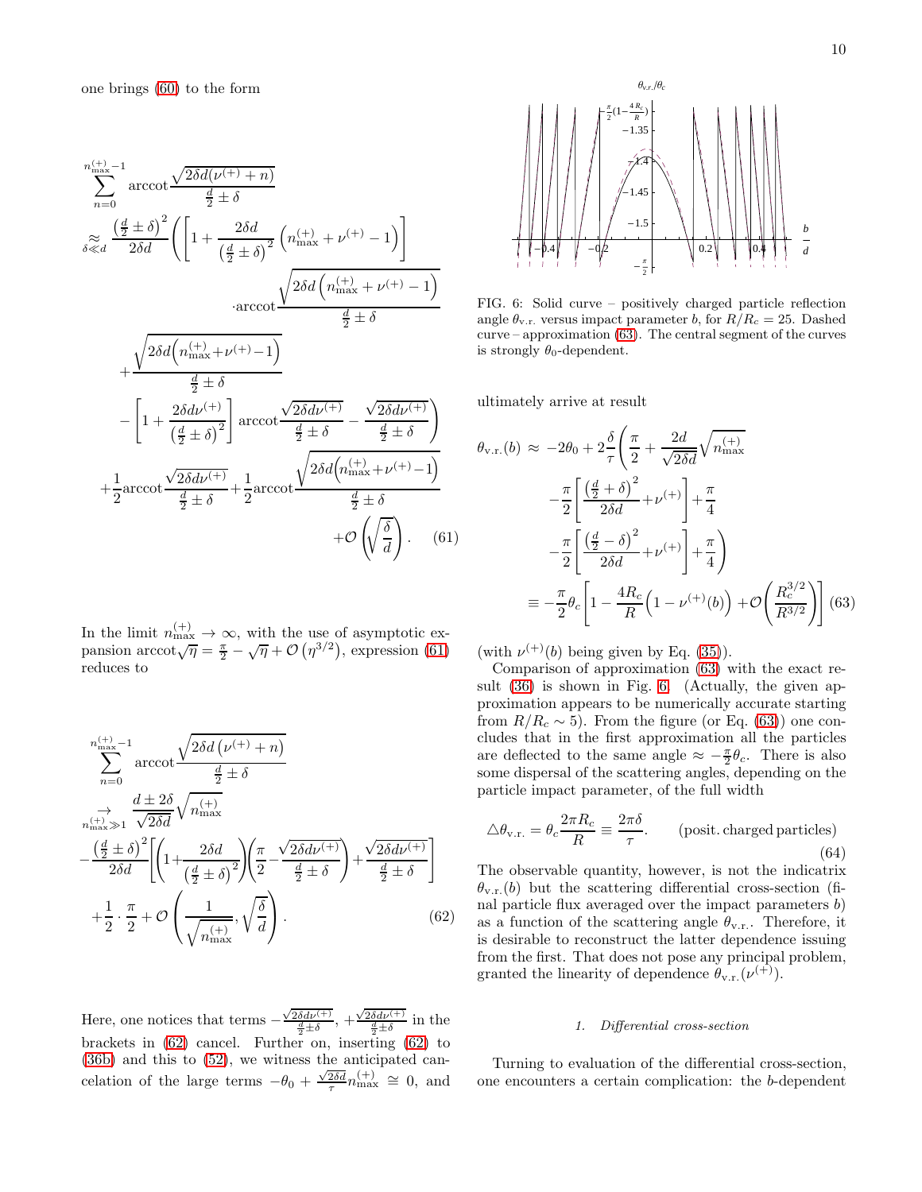one brings (60) to the form

$$
\begin{aligned}
&\sum_{n=0}^{n_{\max}^{(+)}-1} \operatorname{arccot}\frac{\sqrt{2\delta d(\nu^{(+)}+n)}}{\frac{d}{2}\pm\delta} \\
&\underset{\delta\ll d}{\approx} \frac{\left(\frac{d}{2}\pm\delta\right)^2}{2\delta d}\left(\left[1+\frac{2\delta d}{\left(\frac{d}{2}\pm\delta\right)^2}\left(n_{\max}^{(+)}+\nu^{(+)}-1\right)\right]\right. \\
&\qquad\cdot\operatorname{arccot}\frac{\sqrt{2\delta d\left(n_{\max}^{(+)}+\nu^{(+)}-1\right)}}{\frac{d}{2}\pm\delta} \\
&\qquad+\frac{\sqrt{2\delta d\left(n_{\max}^{(+)}+\nu^{(+)}-1\right)}}{\frac{d}{2}\pm\delta} \\
&\qquad\left.-\left[1+\frac{2\delta d\nu^{(+)}}{\left(\frac{d}{2}\pm\delta\right)^2}\right]\operatorname{arccot}\frac{\sqrt{2\delta d\nu^{(+)}}}{\frac{d}{2}\pm\delta}-\frac{\sqrt{2\delta d\nu^{(+)}}}{\frac{d}{2}\pm\delta}\right) \\
&+\frac{1}{2}\operatorname{arccot}\frac{\sqrt{2\delta d\nu^{(+)}}}{\frac{d}{2}\pm\delta}+\frac{1}{2}\operatorname{arccot}\frac{\sqrt{2\delta d\left(n_{\max}^{(+)}+\nu^{(+)}-1\right)}}{\frac{d}{2}\pm\delta} \\
&\qquad+\mathcal{O}\left(\sqrt{\frac{\delta}{d}}\right). \qquad (61)
\end{aligned}
$$

In the limit $n_{\max}^{(+)}\to\infty$, with the use of asymptotic expansion $\operatorname{arccot}\sqrt{\eta}=\frac{\pi}{2}-\sqrt{\eta}+\mathcal{O}\left(\eta^{3/2}\right)$, expression (61) reduces to

$$
\begin{aligned}
&\sum_{n=0}^{n_{\max}^{(+)}-1} \operatorname{arccot}\frac{\sqrt{2\delta d\left(\nu^{(+)}+n\right)}}{\frac{d}{2}\pm\delta} \\
&\underset{n_{\max}^{(+)}\gg 1}{\to} \frac{d\pm 2\delta}{\sqrt{2\delta d}}\sqrt{n_{\max}^{(+)}} \\
&-\frac{\left(\frac{d}{2}\pm\delta\right)^2}{2\delta d}\left[\left(1+\frac{2\delta d}{\left(\frac{d}{2}\pm\delta\right)^2}\right)\left(\frac{\pi}{2}-\frac{\sqrt{2\delta d\nu^{(+)}}}{\frac{d}{2}\pm\delta}\right)+\frac{\sqrt{2\delta d\nu^{(+)}}}{\frac{d}{2}\pm\delta}\right] \\
&+\frac{1}{2}\cdot\frac{\pi}{2}+\mathcal{O}\left(\frac{1}{\sqrt{n_{\max}^{(+)}}},\sqrt{\frac{\delta}{d}}\right). \qquad (62)
\end{aligned}
$$

Here, one notices that terms $-\frac{\sqrt{2\delta d\nu^{(+)}}}{\frac{d}{2}\pm\delta}$, $+\frac{\sqrt{2\delta d\nu^{(+)}}}{\frac{d}{2}\pm\delta}$ in the brackets in (62) cancel. Further on, inserting (62) to (36b) and this to (52), we witness the anticipated cancelation of the large terms $-\theta_0+\frac{\sqrt{2\delta d}}{\tau}n_{\max}^{(+)}\cong 0$, and ultimately arrive at result

$$
\begin{aligned}
\theta_{\text{v.r.}}(b) \approx\; & -2\theta_0+2\frac{\delta}{\tau}\left(\frac{\pi}{2}+\frac{2d}{\sqrt{2\delta d}}\sqrt{n_{\max}^{(+)}}\right. \\
&-\frac{\pi}{2}\left[\frac{\left(\frac{d}{2}+\delta\right)^2}{2\delta d}+\nu^{(+)}\right]+\frac{\pi}{4} \\
&\left.-\frac{\pi}{2}\left[\frac{\left(\frac{d}{2}-\delta\right)^2}{2\delta d}+\nu^{(+)}\right]+\frac{\pi}{4}\right) \\
\equiv\; & -\frac{\pi}{2}\theta_c\left[1-\frac{4R_c}{R}\left(1-\nu^{(+)}(b)\right)+\mathcal{O}\left(\frac{R_c^{3/2}}{R^{3/2}}\right)\right] \quad (63)
\end{aligned}
$$

(with $\nu^{(+)}(b)$ being given by Eq. (35)).

FIG. 6: Solid curve – positively charged particle reflection angle $\theta_{\text{v.r.}}$ versus impact parameter $b$, for $R/R_c=25$. Dashed curve – approximation (63). The central segment of the curves is strongly $\theta_0$-dependent.

Comparison of approximation (63) with the exact result (36) is shown in Fig. 6. (Actually, the given approximation appears to be numerically accurate starting from $R/R_c\sim 5$). From the figure (or Eq. (63)) one concludes that in the first approximation all the particles are deflected to the same angle $\approx -\frac{\pi}{2}\theta_c$. There is also some dispersal of the scattering angles, depending on the particle impact parameter, of the full width

$$\triangle\theta_{\text{v.r.}}=\theta_c\frac{2\pi R_c}{R}\equiv\frac{2\pi\delta}{\tau}. \qquad \text{(posit. charged particles)} \quad (64)$$

The observable quantity, however, is not the indicatrix $\theta_{\text{v.r.}}(b)$ but the scattering differential cross-section (final particle flux averaged over the impact parameters $b$) as a function of the scattering angle $\theta_{\text{v.r.}}$. Therefore, it is desirable to reconstruct the latter dependence issuing from the first. That does not pose any principal problem, granted the linearity of dependence $\theta_{\text{v.r.}}(\nu^{(+)})$.

### 1. Differential cross-section

Turning to evaluation of the differential cross-section, one encounters a certain complication: the $b$-dependent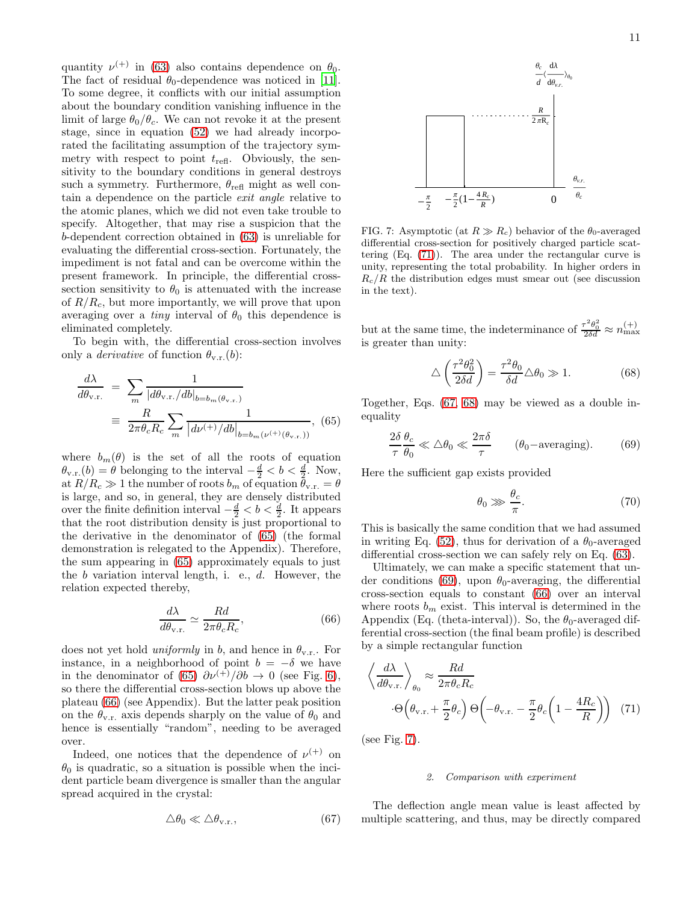quantity $\nu^{(+)}$ in (63) also contains dependence on $\theta_0$. The fact of residual $\theta_0$-dependence was noticed in [11]. To some degree, it conflicts with our initial assumption about the boundary condition vanishing influence in the limit of large $\theta_0/\theta_c$. We can not revoke it at the present stage, since in equation (52) we had already incorporated the facilitating assumption of the trajectory symmetry with respect to point $t_{\rm refl}$. Obviously, the sensitivity to the boundary conditions in general destroys such a symmetry. Furthermore, $\theta_{\rm refl}$ might as well contain a dependence on the particle *exit angle* relative to the atomic planes, which we did not even take trouble to specify. Altogether, that may rise a suspicion that the $b$-dependent correction obtained in (63) is unreliable for evaluating the differential cross-section. Fortunately, the impediment is not fatal and can be overcome within the present framework. In principle, the differential cross-section sensitivity to $\theta_0$ is attenuated with the increase of $R/R_c$, but more importantly, we will prove that upon averaging over a *tiny* interval of $\theta_0$ this dependence is eliminated completely.

To begin with, the differential cross-section involves only a *derivative* of function $\theta_{\rm v.r.}(b)$:

$$
\frac{d\lambda}{d\theta_{\rm v.r.}} = \sum_m \frac{1}{\left|d\theta_{\rm v.r.}/db\right|_{b=b_m(\theta_{\rm v.r.})}} \equiv \frac{R}{2\pi\theta_c R_c}\sum_m \frac{1}{\left|d\nu^{(+)}/db\right|_{b=b_m(\nu^{(+)}(\theta_{\rm v.r.}))}}, \quad (65)
$$

where $b_m(\theta)$ is the set of all the roots of equation $\theta_{\rm v.r.}(b)=\theta$ belonging to the interval $-\frac{d}{2}<b<\frac{d}{2}$. Now, at $R/R_c \gg 1$ the number of roots $b_m$ of equation $\theta_{\rm v.r.}=\theta$ is large, and so, in general, they are densely distributed over the finite definition interval $-\frac{d}{2}<b<\frac{d}{2}$. It appears that the root distribution density is just proportional to the derivative in the denominator of (65) (the formal demonstration is relegated to the Appendix). Therefore, the sum appearing in (65) approximately equals to just the $b$ variation interval length, i. e., $d$. However, the relation expected thereby,

$$
\frac{d\lambda}{d\theta_{\rm v.r.}} \simeq \frac{Rd}{2\pi\theta_c R_c}, \quad (66)
$$

does not yet hold *uniformly* in $b$, and hence in $\theta_{\rm v.r.}$. For instance, in a neighborhood of point $b=-\delta$ we have in the denominator of (65) $\partial\nu^{(+)}/\partial b \to 0$ (see Fig. 6), so there the differential cross-section blows up above the plateau (66) (see Appendix). But the latter peak position on the $\theta_{\rm v.r.}$ axis depends sharply on the value of $\theta_0$ and hence is essentially "random", needing to be averaged over.

Indeed, one notices that the dependence of $\nu^{(+)}$ on $\theta_0$ is quadratic, so a situation is possible when the incident particle beam divergence is smaller than the angular spread acquired in the crystal:

$$
\triangle\theta_0 \ll \triangle\theta_{\rm v.r.}, \quad (67)
$$

but at the same time, the indeterminance of $\frac{\tau^2\theta_0^2}{2\delta d} \approx n_{\max}^{(+)}$ is greater than unity:

$$
\triangle\left(\frac{\tau^2\theta_0^2}{2\delta d}\right) = \frac{\tau^2\theta_0}{\delta d}\triangle\theta_0 \gg 1. \quad (68)
$$

Together, Eqs. (67, 68) may be viewed as a double inequality

$$
\frac{2\delta}{\tau}\frac{\theta_c}{\theta_0} \ll \triangle\theta_0 \ll \frac{2\pi\delta}{\tau} \qquad (\theta_0\text{−averaging}). \quad (69)
$$

Here the sufficient gap exists provided

$$
\theta_0 \ggg \frac{\theta_c}{\pi}. \quad (70)
$$

This is basically the same condition that we had assumed in writing Eq. (52), thus for derivation of a $\theta_0$-averaged differential cross-section we can safely rely on Eq. (63).

Ultimately, we can make a specific statement that under conditions (69), upon $\theta_0$-averaging, the differential cross-section equals to constant (66) over an interval where roots $b_m$ exist. This interval is determined in the Appendix (Eq. (theta-interval)). So, the $\theta_0$-averaged differential cross-section (the final beam profile) is described by a simple rectangular function

$$
\left\langle \frac{d\lambda}{d\theta_{\rm v.r.}}\right\rangle_{\theta_0} \approx \frac{Rd}{2\pi\theta_c R_c} \cdot\Theta\!\left(\theta_{\rm v.r.}+\frac{\pi}{2}\theta_c\right)\Theta\!\left(-\theta_{\rm v.r.}-\frac{\pi}{2}\theta_c\left(1-\frac{4R_c}{R}\right)\right) \quad (71)
$$

(see Fig. 7).

FIG. 7: Asymptotic (at $R \gg R_c$) behavior of the $\theta_0$-averaged differential cross-section for positively charged particle scattering (Eq. (71)). The area under the rectangular curve is unity, representing the total probability. In higher orders in $R_c/R$ the distribution edges must smear out (see discussion in the text).

### 2. Comparison with experiment

The deflection angle mean value is least affected by multiple scattering, and thus, may be directly compared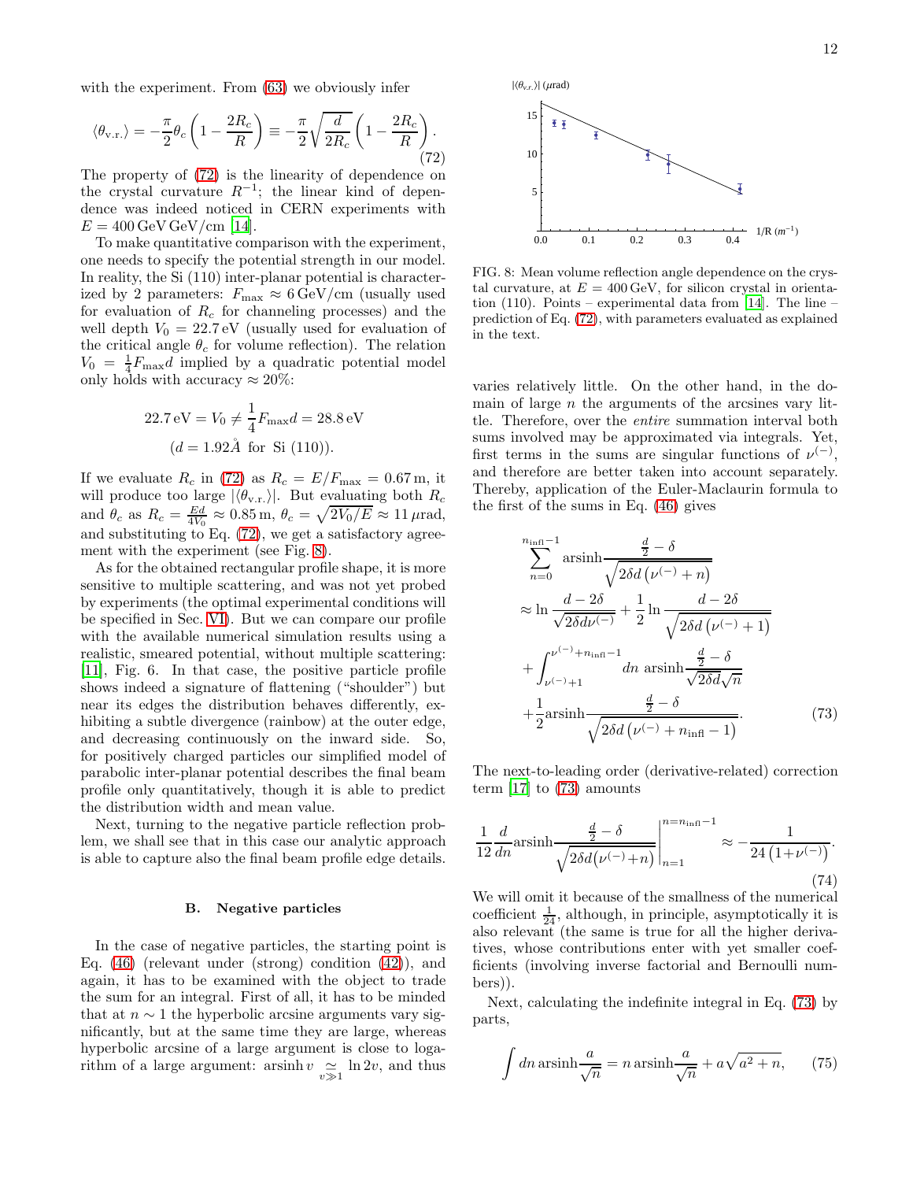with the experiment. From (63) we obviously infer

$$\langle\theta_{\rm v.r.}\rangle = -\frac{\pi}{2}\theta_c\left(1-\frac{2R_c}{R}\right) \equiv -\frac{\pi}{2}\sqrt{\frac{d}{2R_c}}\left(1-\frac{2R_c}{R}\right). \tag{72}$$

The property of (72) is the linearity of dependence on the crystal curvature $R^{-1}$; the linear kind of dependence was indeed noticed in CERN experiments with $E = 400\,\mathrm{GeV\,GeV/cm}$ [14].

To make quantitative comparison with the experiment, one needs to specify the potential strength in our model. In reality, the Si (110) inter-planar potential is characterized by 2 parameters: $F_{\max} \approx 6\,\mathrm{GeV/cm}$ (usually used for evaluation of $R_c$ for channeling processes) and the well depth $V_0 = 22.7\,\mathrm{eV}$ (usually used for evaluation of the critical angle $\theta_c$ for volume reflection). The relation $V_0 = \frac{1}{4}F_{\max}d$ implied by a quadratic potential model only holds with accuracy $\approx 20\%$:

$$22.7\,\mathrm{eV} = V_0 \neq \frac{1}{4}F_{\max}d = 28.8\,\mathrm{eV}$$
$$(d = 1.92\mathring{A} \text{ for Si (110)}).$$

If we evaluate $R_c$ in (72) as $R_c = E/F_{\max} = 0.67\,\mathrm{m}$, it will produce too large $|\langle\theta_{\rm v.r.}\rangle|$. But evaluating both $R_c$ and $\theta_c$ as $R_c = \frac{Ed}{4V_0} \approx 0.85\,\mathrm{m}$, $\theta_c = \sqrt{2V_0/E} \approx 11\,\mu\mathrm{rad}$, and substituting to Eq. (72), we get a satisfactory agreement with the experiment (see Fig. 8).

FIG. 8: Mean volume reflection angle dependence on the crystal curvature, at $E = 400\,\mathrm{GeV}$, for silicon crystal in orientation (110). Points – experimental data from [14]. The line – prediction of Eq. (72), with parameters evaluated as explained in the text.

As for the obtained rectangular profile shape, it is more sensitive to multiple scattering, and was not yet probed by experiments (the optimal experimental conditions will be specified in Sec. VI). But we can compare our profile with the available numerical simulation results using a realistic, smeared potential, without multiple scattering: [11], Fig. 6. In that case, the positive particle profile shows indeed a signature of flattening ("shoulder") but near its edges the distribution behaves differently, exhibiting a subtle divergence (rainbow) at the outer edge, and decreasing continuously on the inward side. So, for positively charged particles our simplified model of parabolic inter-planar potential describes the final beam profile only quantitatively, though it is able to predict the distribution width and mean value.

Next, turning to the negative particle reflection problem, we shall see that in this case our analytic approach is able to capture also the final beam profile edge details.

### B. Negative particles

In the case of negative particles, the starting point is Eq. (46) (relevant under (strong) condition (42)), and again, it has to be examined with the object to trade the sum for an integral. First of all, it has to be minded that at $n \sim 1$ the hyperbolic arcsine arguments vary significantly, but at the same time they are large, whereas hyperbolic arcsine of a large argument is close to logarithm of a large argument: $\operatorname{arsinh} v \underset{v\gg 1}{\simeq} \ln 2v$, and thus varies relatively little. On the other hand, in the domain of large $n$ the arguments of the arcsines vary little. Therefore, over the *entire* summation interval both sums involved may be approximated via integrals. Yet, first terms in the sums are singular functions of $\nu^{(-)}$, and therefore are better taken into account separately. Thereby, application of the Euler-Maclaurin formula to the first of the sums in Eq. (46) gives

$$\begin{aligned}
&\sum_{n=0}^{n_{\rm infl}-1} \operatorname{arsinh}\frac{\frac{d}{2}-\delta}{\sqrt{2\delta d\left(\nu^{(-)}+n\right)}} \\
&\approx \ln\frac{d-2\delta}{\sqrt{2\delta d\nu^{(-)}}} + \frac{1}{2}\ln\frac{d-2\delta}{\sqrt{2\delta d\left(\nu^{(-)}+1\right)}} \\
&+ \int_{\nu^{(-)}+1}^{\nu^{(-)}+n_{\rm infl}-1} dn\, \operatorname{arsinh}\frac{\frac{d}{2}-\delta}{\sqrt{2\delta d}\sqrt{n}} \\
&+ \frac{1}{2}\operatorname{arsinh}\frac{\frac{d}{2}-\delta}{\sqrt{2\delta d\left(\nu^{(-)}+n_{\rm infl}-1\right)}}.
\end{aligned} \tag{73}$$

The next-to-leading order (derivative-related) correction term [17] to (73) amounts

$$\frac{1}{12}\frac{d}{dn}\operatorname{arsinh}\frac{\frac{d}{2}-\delta}{\sqrt{2\delta d\left(\nu^{(-)}+n\right)}}\Bigg|_{n=1}^{n=n_{\rm infl}-1} \approx -\frac{1}{24\left(1+\nu^{(-)}\right)}. \tag{74}$$

We will omit it because of the smallness of the numerical coefficient $\frac{1}{24}$, although, in principle, asymptotically it is also relevant (the same is true for all the higher derivatives, whose contributions enter with yet smaller coefficients (involving inverse factorial and Bernoulli numbers)).

Next, calculating the indefinite integral in Eq. (73) by parts,

$$\int dn\, \operatorname{arsinh}\frac{a}{\sqrt{n}} = n\operatorname{arsinh}\frac{a}{\sqrt{n}} + a\sqrt{a^2+n}, \tag{75}$$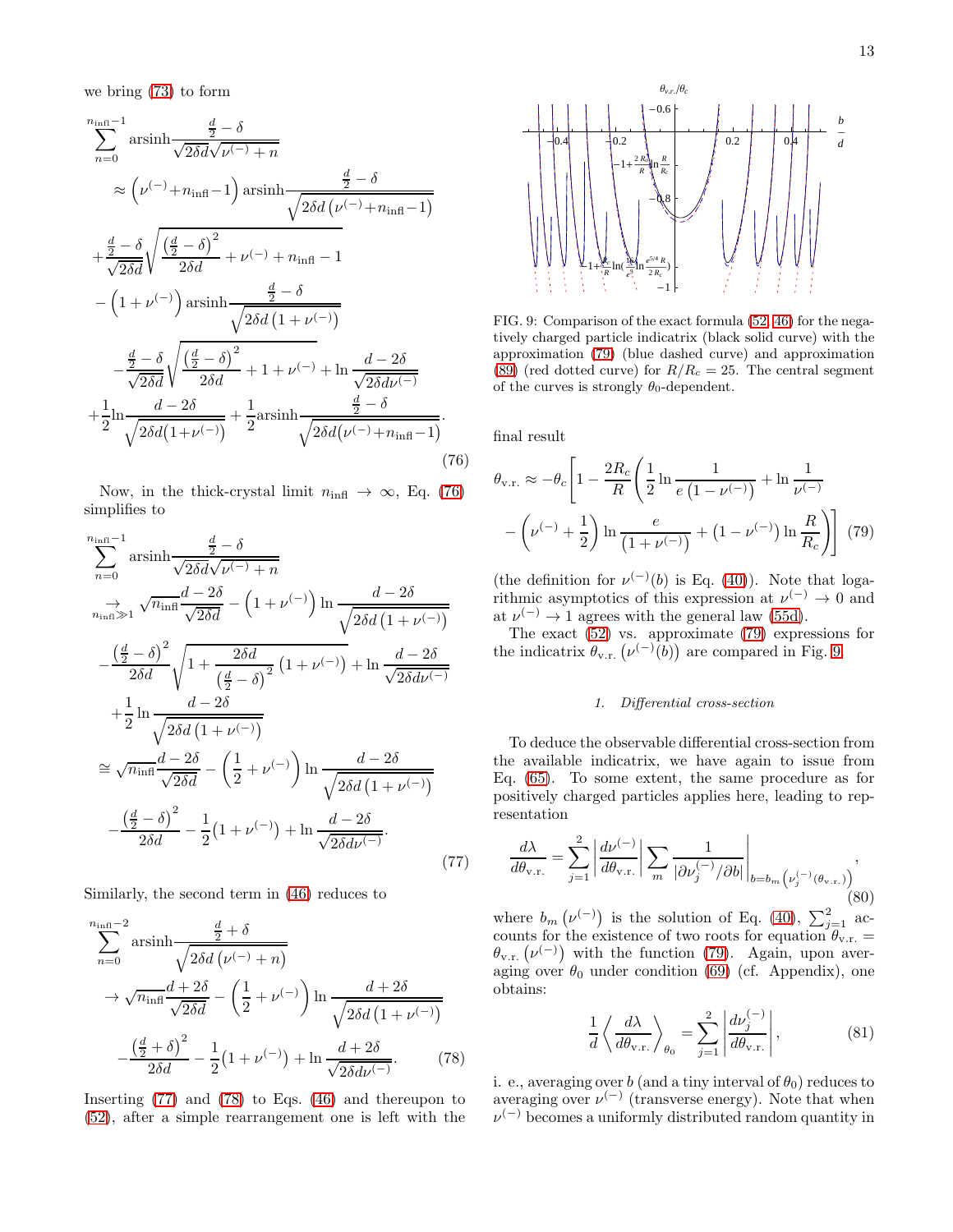we bring (73) to form

$$
\begin{aligned}
&\sum_{n=0}^{n_{\rm infl}-1} \operatorname{arsinh}\frac{\frac{d}{2}-\delta}{\sqrt{2\delta d}\sqrt{\nu^{(-)}+n}} \\
&\quad\approx \left(\nu^{(-)}+n_{\rm infl}-1\right)\operatorname{arsinh}\frac{\frac{d}{2}-\delta}{\sqrt{2\delta d\left(\nu^{(-)}+n_{\rm infl}-1\right)}} \\
&\quad+\frac{\frac{d}{2}-\delta}{\sqrt{2\delta d}}\sqrt{\frac{\left(\frac{d}{2}-\delta\right)^2}{2\delta d}+\nu^{(-)}+n_{\rm infl}-1} \\
&\quad-\left(1+\nu^{(-)}\right)\operatorname{arsinh}\frac{\frac{d}{2}-\delta}{\sqrt{2\delta d\left(1+\nu^{(-)}\right)}} \\
&\quad-\frac{\frac{d}{2}-\delta}{\sqrt{2\delta d}}\sqrt{\frac{\left(\frac{d}{2}-\delta\right)^2}{2\delta d}+1+\nu^{(-)}}+\ln\frac{d-2\delta}{\sqrt{2\delta d\nu^{(-)}}} \\
&\quad+\frac{1}{2}\ln\frac{d-2\delta}{\sqrt{2\delta d\left(1+\nu^{(-)}\right)}}+\frac{1}{2}\operatorname{arsinh}\frac{\frac{d}{2}-\delta}{\sqrt{2\delta d\left(\nu^{(-)}+n_{\rm infl}-1\right)}}.
\end{aligned}
\tag{76}
$$

Now, in the thick-crystal limit $n_{\rm infl}\to\infty$, Eq. (76) simplifies to

$$
\begin{aligned}
&\sum_{n=0}^{n_{\rm infl}-1} \operatorname{arsinh}\frac{\frac{d}{2}-\delta}{\sqrt{2\delta d}\sqrt{\nu^{(-)}+n}} \\
&\underset{n_{\rm infl}\gg1}{\to}\sqrt{n_{\rm infl}}\frac{d-2\delta}{\sqrt{2\delta d}}-\left(1+\nu^{(-)}\right)\ln\frac{d-2\delta}{\sqrt{2\delta d\left(1+\nu^{(-)}\right)}} \\
&\quad-\frac{\left(\frac{d}{2}-\delta\right)^2}{2\delta d}\sqrt{1+\frac{2\delta d}{\left(\frac{d}{2}-\delta\right)^2}\left(1+\nu^{(-)}\right)}+\ln\frac{d-2\delta}{\sqrt{2\delta d\nu^{(-)}}} \\
&\quad+\frac{1}{2}\ln\frac{d-2\delta}{\sqrt{2\delta d\left(1+\nu^{(-)}\right)}} \\
&\cong\sqrt{n_{\rm infl}}\frac{d-2\delta}{\sqrt{2\delta d}}-\left(\frac{1}{2}+\nu^{(-)}\right)\ln\frac{d-2\delta}{\sqrt{2\delta d\left(1+\nu^{(-)}\right)}} \\
&\quad-\frac{\left(\frac{d}{2}-\delta\right)^2}{2\delta d}-\frac{1}{2}\left(1+\nu^{(-)}\right)+\ln\frac{d-2\delta}{\sqrt{2\delta d\nu^{(-)}}}.
\end{aligned}
\tag{77}
$$

Similarly, the second term in (46) reduces to

$$
\begin{aligned}
&\sum_{n=0}^{n_{\rm infl}-2} \operatorname{arsinh}\frac{\frac{d}{2}+\delta}{\sqrt{2\delta d\left(\nu^{(-)}+n\right)}} \\
&\to\sqrt{n_{\rm infl}}\frac{d+2\delta}{\sqrt{2\delta d}}-\left(\frac{1}{2}+\nu^{(-)}\right)\ln\frac{d+2\delta}{\sqrt{2\delta d\left(1+\nu^{(-)}\right)}} \\
&\quad-\frac{\left(\frac{d}{2}+\delta\right)^2}{2\delta d}-\frac{1}{2}\left(1+\nu^{(-)}\right)+\ln\frac{d+2\delta}{\sqrt{2\delta d\nu^{(-)}}}.
\end{aligned}
\tag{78}
$$

Inserting (77) and (78) to Eqs. (46) and thereupon to (52), after a simple rearrangement one is left with the final result

$$
\begin{aligned}
\theta_{\rm v.r.}\approx-\theta_c\Bigg[1-\frac{2R_c}{R}\Bigg(&\frac{1}{2}\ln\frac{1}{e\left(1-\nu^{(-)}\right)}+\ln\frac{1}{\nu^{(-)}} \\
&-\left(\nu^{(-)}+\frac{1}{2}\right)\ln\frac{e}{\left(1+\nu^{(-)}\right)}+\left(1-\nu^{(-)}\right)\ln\frac{R}{R_c}\Bigg)\Bigg]
\end{aligned}
\tag{79}
$$

(the definition for $\nu^{(-)}(b)$ is Eq. (40)). Note that logarithmic asymptotics of this expression at $\nu^{(-)}\to0$ and at $\nu^{(-)}\to1$ agrees with the general law (55d).

The exact (52) vs. approximate (79) expressions for the indicatrix $\theta_{\rm v.r.}\left(\nu^{(-)}(b)\right)$ are compared in Fig. 9.

FIG. 9: Comparison of the exact formula (52, 46) for the negatively charged particle indicatrix (black solid curve) with the approximation (79) (blue dashed curve) and approximation (89) (red dotted curve) for $R/R_c=25$. The central segment of the curves is strongly $\theta_0$-dependent.

### 1. Differential cross-section

To deduce the observable differential cross-section from the available indicatrix, we have again to issue from Eq. (65). To some extent, the same procedure as for positively charged particles applies here, leading to representation

$$
\frac{d\lambda}{d\theta_{\rm v.r.}}=\sum_{j=1}^{2}\left|\frac{d\nu^{(-)}}{d\theta_{\rm v.r.}}\right|\sum_m\frac{1}{\left|\partial\nu_j^{(-)}/\partial b\right|}\Bigg|_{b=b_m\left(\nu_j^{(-)}(\theta_{\rm v.r.})\right)},
\tag{80}
$$

where $b_m\left(\nu^{(-)}\right)$ is the solution of Eq. (40), $\sum_{j=1}^{2}$ accounts for the existence of two roots for equation $\theta_{\rm v.r.}=\theta_{\rm v.r.}\left(\nu^{(-)}\right)$ with the function (79). Again, upon averaging over $\theta_0$ under condition (69) (cf. Appendix), one obtains:

$$
\frac{1}{d}\left\langle\frac{d\lambda}{d\theta_{\rm v.r.}}\right\rangle_{\theta_0}=\sum_{j=1}^{2}\left|\frac{d\nu_j^{(-)}}{d\theta_{\rm v.r.}}\right|,
\tag{81}
$$

i. e., averaging over $b$ (and a tiny interval of $\theta_0$) reduces to averaging over $\nu^{(-)}$ (transverse energy). Note that when $\nu^{(-)}$ becomes a uniformly distributed random quantity in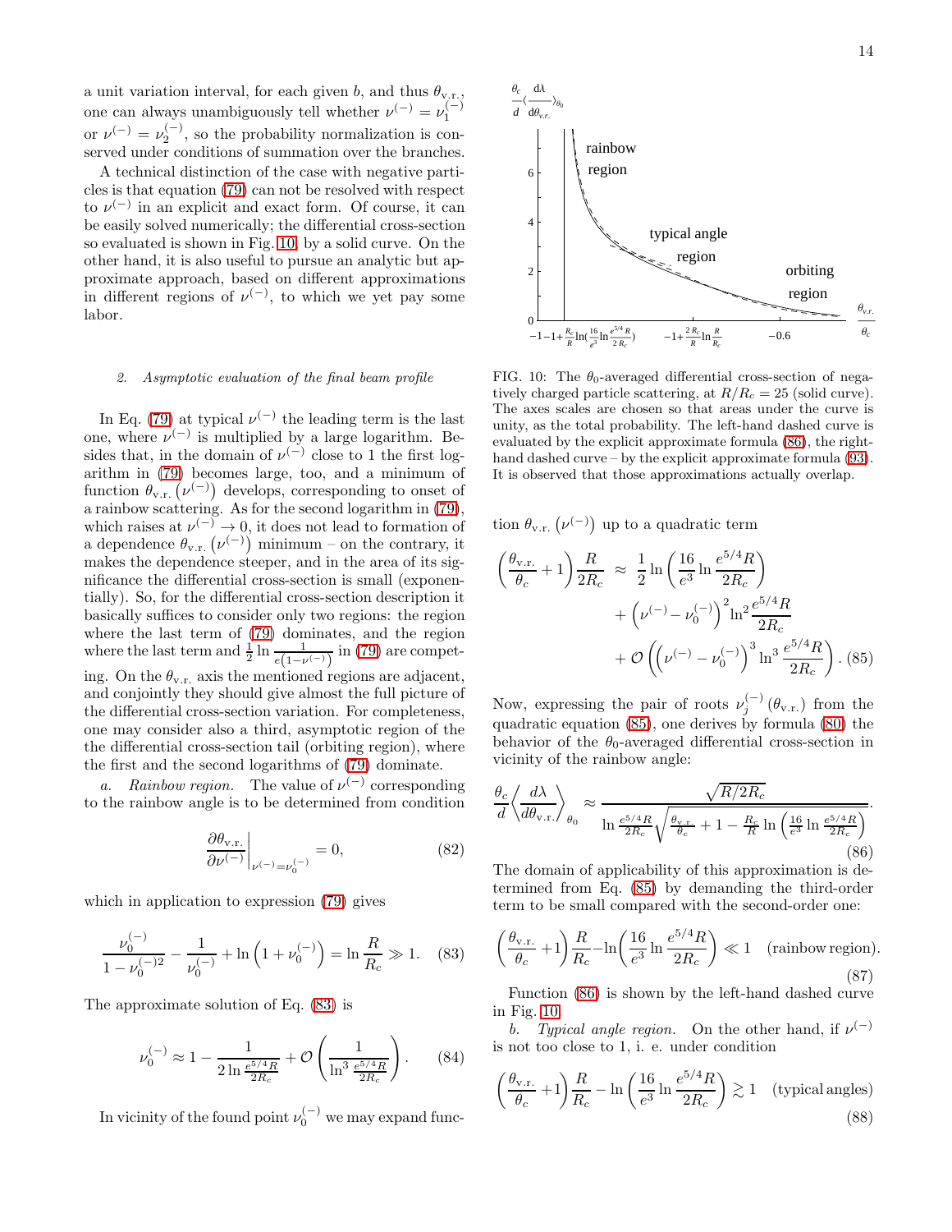a unit variation interval, for each given $b$, and thus $\theta_{\text{v.r.}}$, one can always unambiguously tell whether $\nu^{(-)} = \nu_1^{(-)}$ or $\nu^{(-)} = \nu_2^{(-)}$, so the probability normalization is conserved under conditions of summation over the branches.

A technical distinction of the case with negative particles is that equation (79) can not be resolved with respect to $\nu^{(-)}$ in an explicit and exact form. Of course, it can be easily solved numerically; the differential cross-section so evaluated is shown in Fig. 10, by a solid curve. On the other hand, it is also useful to pursue an analytic but approximate approach, based on different approximations in different regions of $\nu^{(-)}$, to which we yet pay some labor.

### 2. Asymptotic evaluation of the final beam profile

In Eq. (79) at typical $\nu^{(-)}$ the leading term is the last one, where $\nu^{(-)}$ is multiplied by a large logarithm. Besides that, in the domain of $\nu^{(-)}$ close to 1 the first logarithm in (79) becomes large, too, and a minimum of function $\theta_{\text{v.r.}}\left(\nu^{(-)}\right)$ develops, corresponding to onset of a rainbow scattering. As for the second logarithm in (79), which raises at $\nu^{(-)} \to 0$, it does not lead to formation of a dependence $\theta_{\text{v.r.}}\left(\nu^{(-)}\right)$ minimum – on the contrary, it makes the dependence steeper, and in the area of its significance the differential cross-section is small (exponentially). So, for the differential cross-section description it basically suffices to consider only two regions: the region where the last term of (79) dominates, and the region where the last term and $\frac{1}{2}\ln\frac{1}{e\left(1-\nu^{(-)}\right)}$ in (79) are competing. On the $\theta_{\text{v.r.}}$ axis the mentioned regions are adjacent, and conjointly they should give almost the full picture of the differential cross-section variation. For completeness, one may consider also a third, asymptotic region of the the differential cross-section tail (orbiting region), where the first and the second logarithms of (79) dominate.

*a. Rainbow region.* The value of $\nu^{(-)}$ corresponding to the rainbow angle is to be determined from condition

$$\left.\frac{\partial\theta_{\text{v.r.}}}{\partial\nu^{(-)}}\right|_{\nu^{(-)}=\nu_0^{(-)}} = 0, \tag{82}$$

which in application to expression (79) gives

$$\frac{\nu_0^{(-)}}{1-\nu_0^{(-)2}} - \frac{1}{\nu_0^{(-)}} + \ln\left(1+\nu_0^{(-)}\right) = \ln\frac{R}{R_c} \gg 1. \tag{83}$$

The approximate solution of Eq. (83) is

$$\nu_0^{(-)} \approx 1 - \frac{1}{2\ln\frac{e^{5/4}R}{2R_c}} + \mathcal{O}\left(\frac{1}{\ln^3\frac{e^{5/4}R}{2R_c}}\right). \tag{84}$$

In vicinity of the found point $\nu_0^{(-)}$ we may expand function $\theta_{\text{v.r.}}\left(\nu^{(-)}\right)$ up to a quadratic term

$$\begin{aligned}\left(\frac{\theta_{\text{v.r.}}}{\theta_c}+1\right)\frac{R}{2R_c} \approx\ & \frac{1}{2}\ln\left(\frac{16}{e^3}\ln\frac{e^{5/4}R}{2R_c}\right) \\ &+ \left(\nu^{(-)}-\nu_0^{(-)}\right)^2\ln^2\frac{e^{5/4}R}{2R_c} \\ &+ \mathcal{O}\left(\left(\nu^{(-)}-\nu_0^{(-)}\right)^3\ln^3\frac{e^{5/4}R}{2R_c}\right). \end{aligned} \tag{85}$$

Now, expressing the pair of roots $\nu_j^{(-)}(\theta_{\text{v.r.}})$ from the quadratic equation (85), one derives by formula (80) the behavior of the $\theta_0$-averaged differential cross-section in vicinity of the rainbow angle:

$$\frac{\theta_c}{d}\left\langle\frac{d\lambda}{d\theta_{\text{v.r.}}}\right\rangle_{\theta_0} \approx \frac{\sqrt{R/2R_c}}{\ln\frac{e^{5/4}R}{2R_c}\sqrt{\frac{\theta_{\text{v.r.}}}{\theta_c}+1-\frac{R_c}{R}\ln\left(\frac{16}{e^3}\ln\frac{e^{5/4}R}{2R_c}\right)}}. \tag{86}$$

The domain of applicability of this approximation is determined from Eq. (85) by demanding the third-order term to be small compared with the second-order one:

$$\left(\frac{\theta_{\text{v.r.}}}{\theta_c}+1\right)\frac{R}{R_c} - \ln\left(\frac{16}{e^3}\ln\frac{e^{5/4}R}{2R_c}\right) \ll 1 \quad \text{(rainbow region)}. \tag{87}$$

Function (86) is shown by the left-hand dashed curve in Fig. 10.

*b. Typical angle region.* On the other hand, if $\nu^{(-)}$ is not too close to 1, i. e. under condition

$$\left(\frac{\theta_{\text{v.r.}}}{\theta_c}+1\right)\frac{R}{R_c} - \ln\left(\frac{16}{e^3}\ln\frac{e^{5/4}R}{2R_c}\right) \gtrsim 1 \quad \text{(typical angles)} \tag{88}$$

FIG. 10: The $\theta_0$-averaged differential cross-section of negatively charged particle scattering, at $R/R_c = 25$ (solid curve). The axes scales are chosen so that areas under the curve is unity, as the total probability. The left-hand dashed curve is evaluated by the explicit approximate formula (86), the right-hand dashed curve – by the explicit approximate formula (93). It is observed that those approximations actually overlap.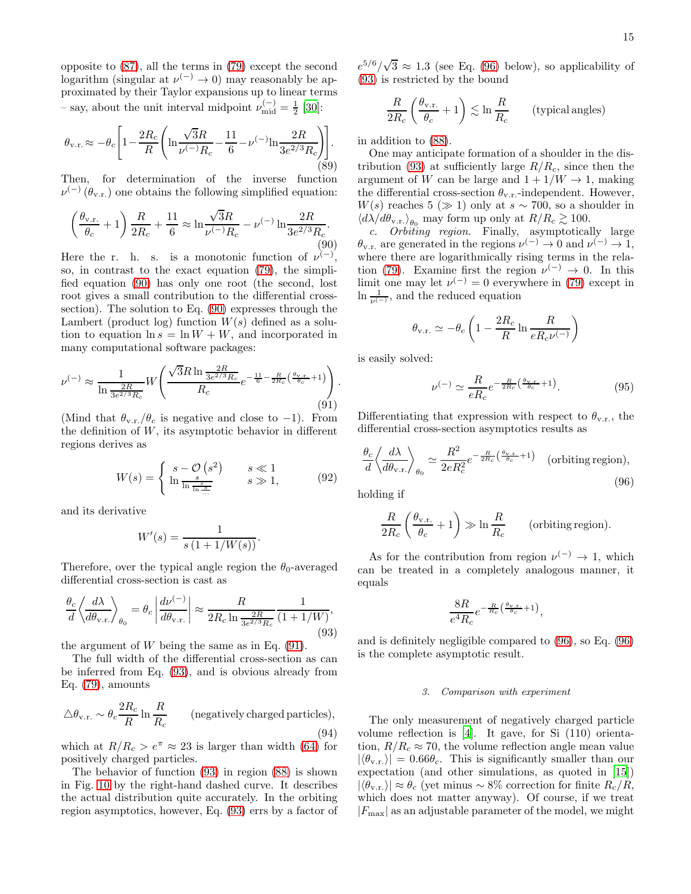opposite to (87), all the terms in (79) except the second logarithm (singular at $\nu^{(-)} \to 0$) may reasonably be approximated by their Taylor expansions up to linear terms – say, about the unit interval midpoint $\nu^{(-)}_{\rm mid} = \frac{1}{2}$ [30]:

$$\theta_{\rm v.r.} \approx -\theta_c\left[1 - \frac{2R_c}{R}\left(\ln\frac{\sqrt{3}R}{\nu^{(-)}R_c} - \frac{11}{6} - \nu^{(-)}\ln\frac{2R}{3e^{2/3}R_c}\right)\right]. \tag{89}$$

Then, for determination of the inverse function $\nu^{(-)}(\theta_{\rm v.r.})$ one obtains the following simplified equation:

$$\left(\frac{\theta_{\rm v.r.}}{\theta_c}+1\right)\frac{R}{2R_c} + \frac{11}{6} \approx \ln\frac{\sqrt{3}R}{\nu^{(-)}R_c} - \nu^{(-)}\ln\frac{2R}{3e^{2/3}R_c}. \tag{90}$$

Here the r. h. s. is a monotonic function of $\nu^{(-)}$, so, in contrast to the exact equation (79), the simplified equation (90) has only one root (the second, lost root gives a small contribution to the differential cross-section). The solution to Eq. (90) expresses through the Lambert (product log) function $W(s)$ defined as a solution to equation $\ln s = \ln W + W$, and incorporated in many computational software packages:

$$\nu^{(-)} \approx \frac{1}{\ln\frac{2R}{3e^{2/3}R_c}} W\!\left(\frac{\sqrt{3}R\ln\frac{2R}{3e^{2/3}R_c}}{R_c}e^{-\frac{11}{6}-\frac{R}{2R_c}\left(\frac{\theta_{\rm v.r.}}{\theta_c}+1\right)}\right). \tag{91}$$

(Mind that $\theta_{\rm v.r.}/\theta_c$ is negative and close to $-1$). From the definition of $W$, its asymptotic behavior in different regions derives as

$$W(s) = \begin{cases} s - \mathcal{O}\left(s^2\right) & s \ll 1 \\ \ln\frac{s}{\ln\frac{s}{\ln\frac{s}{\cdots}}} & s \gg 1, \end{cases} \tag{92}$$

and its derivative

$$W'(s) = \frac{1}{s\left(1 + 1/W(s)\right)}.$$

Therefore, over the typical angle region the $\theta_0$-averaged differential cross-section is cast as

$$\frac{\theta_c}{d}\left\langle\frac{d\lambda}{d\theta_{\rm v.r.}}\right\rangle_{\theta_0} = \theta_c\left|\frac{d\nu^{(-)}}{d\theta_{\rm v.r.}}\right| \approx \frac{R}{2R_c\ln\frac{2R}{3e^{2/3}R_c}}\frac{1}{(1+1/W)}, \tag{93}$$

the argument of $W$ being the same as in Eq. (91).

The full width of the differential cross-section as can be inferred from Eq. (93), and is obvious already from Eq. (79), amounts

$$\triangle\theta_{\rm v.r.} \sim \theta_c\frac{2R_c}{R}\ln\frac{R}{R_c} \qquad \text{(negatively charged particles)}, \tag{94}$$

which at $R/R_c > e^{\pi} \approx 23$ is larger than width (64) for positively charged particles.

The behavior of function (93) in region (88) is shown in Fig. 10 by the right-hand dashed curve. It describes the actual distribution quite accurately. In the orbiting region asymptotics, however, Eq. (93) errs by a factor of $e^{5/6}/\sqrt{3} \approx 1.3$ (see Eq. (96) below), so applicability of (93) is restricted by the bound

$$\frac{R}{2R_c}\left(\frac{\theta_{\rm v.r.}}{\theta_c}+1\right) \lesssim \ln\frac{R}{R_c} \qquad \text{(typical angles)}$$

in addition to (88).

One may anticipate formation of a shoulder in the distribution (93) at sufficiently large $R/R_c$, since then the argument of $W$ can be large and $1 + 1/W \to 1$, making the differential cross-section $\theta_{\rm v.r.}$-independent. However, $W(s)$ reaches 5 ($\gg 1$) only at $s \sim 700$, so a shoulder in $\langle d\lambda/d\theta_{\rm v.r.}\rangle_{\theta_0}$ may form up only at $R/R_c \gtrsim 100$.

*c. Orbiting region.* Finally, asymptotically large $\theta_{\rm v.r.}$ are generated in the regions $\nu^{(-)} \to 0$ and $\nu^{(-)} \to 1$, where there are logarithmically rising terms in the relation (79). Examine first the region $\nu^{(-)} \to 0$. In this limit one may let $\nu^{(-)} = 0$ everywhere in (79) except in $\ln\frac{1}{\nu^{(-)}}$, and the reduced equation

$$\theta_{\rm v.r.} \simeq -\theta_c\left(1 - \frac{2R_c}{R}\ln\frac{R}{eR_c\nu^{(-)}}\right)$$

is easily solved:

$$\nu^{(-)} \simeq \frac{R}{eR_c}e^{-\frac{R}{2R_c}\left(\frac{\theta_{\rm v.r.}}{\theta_c}+1\right)}. \tag{95}$$

Differentiating that expression with respect to $\theta_{\rm v.r.}$, the differential cross-section asymptotics results as

$$\frac{\theta_c}{d}\left\langle\frac{d\lambda}{d\theta_{\rm v.r.}}\right\rangle_{\theta_0} \simeq \frac{R^2}{2eR_c^2}e^{-\frac{R}{2R_c}\left(\frac{\theta_{\rm v.r.}}{\theta_c}+1\right)} \quad \text{(orbiting region)}, \tag{96}$$

holding if

$$\frac{R}{2R_c}\left(\frac{\theta_{\rm v.r.}}{\theta_c}+1\right) \gg \ln\frac{R}{R_c} \qquad \text{(orbiting region)}.$$

As for the contribution from region $\nu^{(-)} \to 1$, which can be treated in a completely analogous manner, it equals

$$\frac{8R}{e^4R_c}e^{-\frac{R}{R_c}\left(\frac{\theta_{\rm v.r.}}{\theta_c}+1\right)},$$

and is definitely negligible compared to (96), so Eq. (96) is the complete asymptotic result.

### 3. Comparison with experiment

The only measurement of negatively charged particle volume reflection is [4]. It gave, for Si (110) orientation, $R/R_c \approx 70$, the volume reflection angle mean value $|\langle\theta_{\rm v.r.}\rangle| = 0.66\theta_c$. This is significantly smaller than our expectation (and other simulations, as quoted in [15]) $|\langle\theta_{\rm v.r.}\rangle| \approx \theta_c$ (yet minus $\sim 8\%$ correction for finite $R_c/R$, which does not matter anyway). Of course, if we treat $|F_{\max}|$ as an adjustable parameter of the model, we might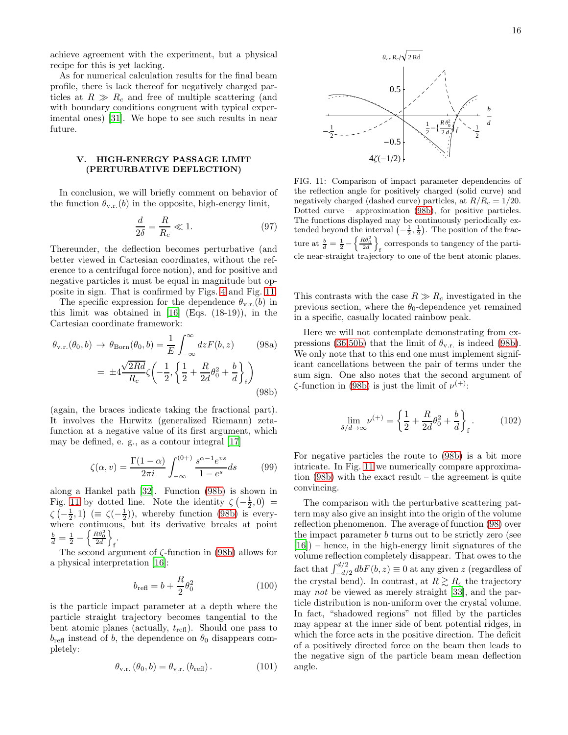achieve agreement with the experiment, but a physical recipe for this is yet lacking.

As for numerical calculation results for the final beam profile, there is lack thereof for negatively charged particles at $R \gg R_c$ and free of multiple scattering (and with boundary conditions congruent with typical experimental ones) [31]. We hope to see such results in near future.

## V. HIGH-ENERGY PASSAGE LIMIT (PERTURBATIVE DEFLECTION)

In conclusion, we will briefly comment on behavior of the function $\theta_{\text{v.r.}}(b)$ in the opposite, high-energy limit,

$$\frac{d}{2\delta} = \frac{R}{R_c} \ll 1. \tag{97}$$

Thereunder, the deflection becomes perturbative (and better viewed in Cartesian coordinates, without the reference to a centrifugal force notion), and for positive and negative particles it must be equal in magnitude but opposite in sign. That is confirmed by Figs. 4 and Fig. 11.

The specific expression for the dependence $\theta_{\text{v.r.}}(b)$ in this limit was obtained in [16] (Eqs. (18-19)), in the Cartesian coordinate framework:

$$\theta_{\text{v.r.}}(\theta_0, b) \to \theta_{\text{Born}}(\theta_0, b) = \frac{1}{E}\int_{-\infty}^{\infty} dz F(b,z) \tag{98a}$$

$$= \pm 4\frac{\sqrt{2Rd}}{R_c}\zeta\left(-\frac{1}{2}, \left\{\frac{1}{2} + \frac{R}{2d}\theta_0^2 + \frac{b}{d}\right\}_{\text{f}}\right) \tag{98b}$$

(again, the braces indicate taking the fractional part). It involves the Hurwitz (generalized Riemann) zeta-function at a negative value of its first argument, which may be defined, e. g., as a contour integral [17]

$$\zeta(\alpha, v) = \frac{\Gamma(1-\alpha)}{2\pi i}\int_{-\infty}^{(0+)} \frac{s^{\alpha-1}e^{vs}}{1-e^{s}}ds \tag{99}$$

along a Hankel path [32]. Function (98b) is shown in Fig. 11 by dotted line. Note the identity $\zeta\left(-\frac{1}{2}, 0\right) = \zeta\left(-\frac{1}{2}, 1\right)$ ($\equiv \zeta(-\frac{1}{2})$), whereby function (98b) is everywhere continuous, but its derivative breaks at point $\frac{b}{d} = \frac{1}{2} - \left\{\frac{R\theta_0^2}{2d}\right\}_{\text{f}}$.

The second argument of $\zeta$-function in (98b) allows for a physical interpretation [16]:

$$b_{\text{refl}} = b + \frac{R}{2}\theta_0^2 \tag{100}$$

is the particle impact parameter at a depth where the particle straight trajectory becomes tangential to the bent atomic planes (actually, $t_{\text{refl}}$). Should one pass to $b_{\text{refl}}$ instead of $b$, the dependence on $\theta_0$ disappears completely:

$$\theta_{\text{v.r.}}(\theta_0, b) = \theta_{\text{v.r.}}(b_{\text{refl}}). \tag{101}$$

FIG. 11: Comparison of impact parameter dependencies of the reflection angle for positively charged (solid curve) and negatively charged (dashed curve) particles, at $R/R_c = 1/20$. Dotted curve – approximation (98b), for positive particles. The functions displayed may be continuously periodically extended beyond the interval $\left(-\frac{1}{2}, \frac{1}{2}\right)$. The position of the fracture at $\frac{b}{d} = \frac{1}{2} - \left\{\frac{R\theta_0^2}{2d}\right\}_{\text{f}}$ corresponds to tangency of the particle near-straight trajectory to one of the bent atomic planes.

This contrasts with the case $R \gg R_c$ investigated in the previous section, where the $\theta_0$-dependence yet remained in a specific, casually located rainbow peak.

Here we will not contemplate demonstrating from expressions (36,50b) that the limit of $\theta_{\text{v.r.}}$ is indeed (98b). We only note that to this end one must implement significant cancellations between the pair of terms under the sum sign. One also notes that the second argument of $\zeta$-function in (98b) is just the limit of $\nu^{(+)}$:

$$\lim_{\delta/d\to\infty} \nu^{(+)} = \left\{\frac{1}{2} + \frac{R}{2d}\theta_0^2 + \frac{b}{d}\right\}_{\text{f}}. \tag{102}$$

For negative particles the route to (98b) is a bit more intricate. In Fig. 11 we numerically compare approximation (98b) with the exact result – the agreement is quite convincing.

The comparison with the perturbative scattering pattern may also give an insight into the origin of the volume reflection phenomenon. The average of function (98) over the impact parameter $b$ turns out to be strictly zero (see [16]) – hence, in the high-energy limit signatures of the volume reflection completely disappear. That owes to the fact that $\int_{-d/2}^{d/2} db F(b,z) \equiv 0$ at any given $z$ (regardless of the crystal bend). In contrast, at $R \gtrsim R_c$ the trajectory may *not* be viewed as merely straight [33], and the particle distribution is non-uniform over the crystal volume. In fact, "shadowed regions" not filled by the particles may appear at the inner side of bent potential ridges, in which the force acts in the positive direction. The deficit of a positively directed force on the beam then leads to the negative sign of the particle beam mean deflection angle.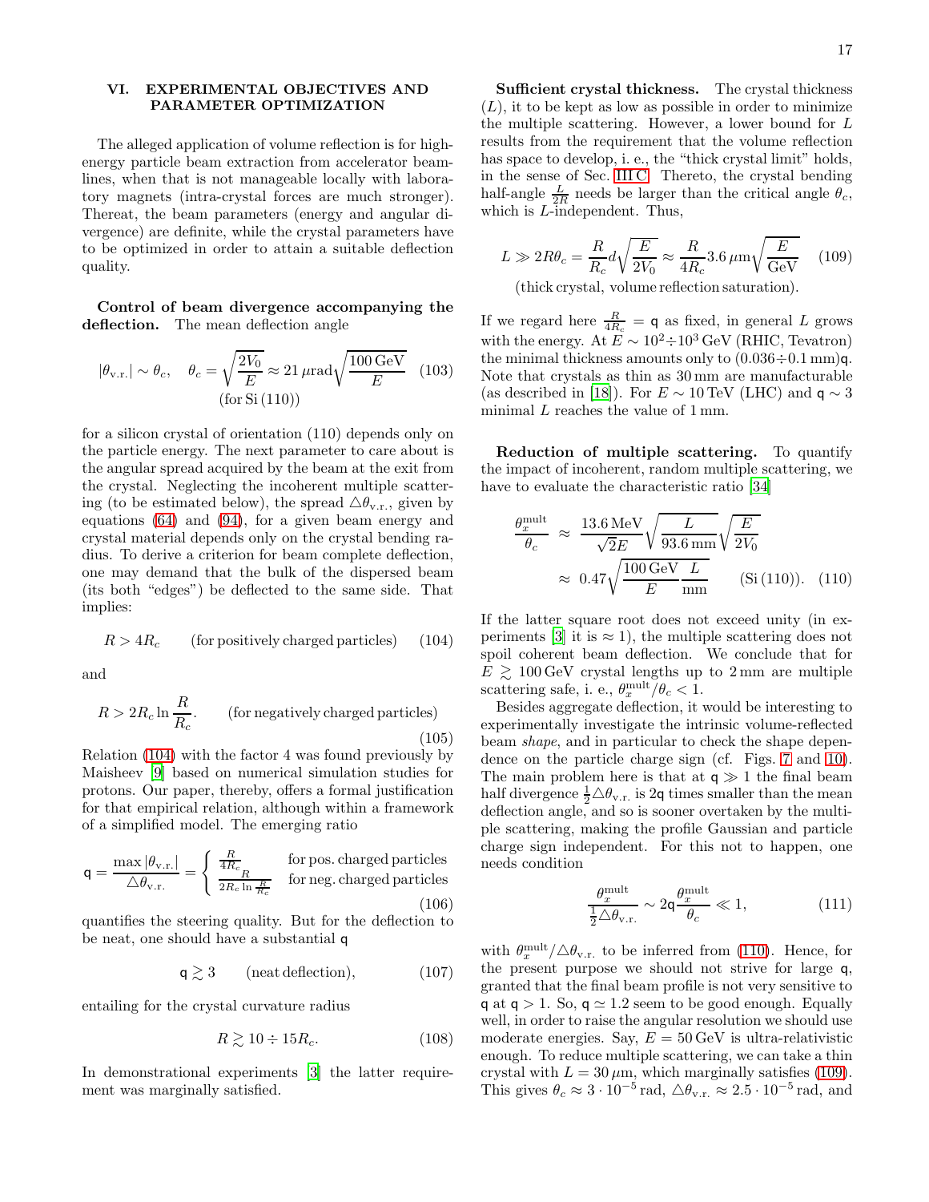## VI. EXPERIMENTAL OBJECTIVES AND PARAMETER OPTIMIZATION

The alleged application of volume reflection is for high-energy particle beam extraction from accelerator beamlines, when that is not manageable locally with laboratory magnets (intra-crystal forces are much stronger). Thereat, the beam parameters (energy and angular divergence) are definite, while the crystal parameters have to be optimized in order to attain a suitable deflection quality.

**Control of beam divergence accompanying the deflection.** The mean deflection angle

$$|\theta_{\text{v.r.}}| \sim \theta_c, \quad \theta_c = \sqrt{\frac{2V_0}{E}} \approx 21\,\mu\text{rad}\sqrt{\frac{100\,\text{GeV}}{E}} \quad (\text{for Si}\,(110)) \tag{103}$$

for a silicon crystal of orientation (110) depends only on the particle energy. The next parameter to care about is the angular spread acquired by the beam at the exit from the crystal. Neglecting the incoherent multiple scattering (to be estimated below), the spread $\triangle\theta_{\text{v.r.}}$, given by equations (64) and (94), for a given beam energy and crystal material depends only on the crystal bending radius. To derive a criterion for beam complete deflection, one may demand that the bulk of the dispersed beam (its both "edges") be deflected to the same side. That implies:

$$R > 4R_c \qquad (\text{for positively charged particles}) \tag{104}$$

and

$$R > 2R_c \ln\frac{R}{R_c}. \qquad (\text{for negatively charged particles}) \tag{105}$$

Relation (104) with the factor 4 was found previously by Maisheev [9] based on numerical simulation studies for protons. Our paper, thereby, offers a formal justification for that empirical relation, although within a framework of a simplified model. The emerging ratio

$$\mathsf{q} = \frac{\max|\theta_{\text{v.r.}}|}{\triangle\theta_{\text{v.r.}}} = \begin{cases} \frac{R}{4R_c} & \text{for pos. charged particles} \\ \frac{R}{2R_c \ln\frac{R}{R_c}} & \text{for neg. charged particles} \end{cases} \tag{106}$$

quantifies the steering quality. But for the deflection to be neat, one should have a substantial $\mathsf{q}$

$$\mathsf{q} \gtrsim 3 \qquad (\text{neat deflection}), \tag{107}$$

entailing for the crystal curvature radius

$$R \gtrsim 10 \div 15 R_c. \tag{108}$$

In demonstrational experiments [3] the latter requirement was marginally satisfied.

**Sufficient crystal thickness.** The crystal thickness ($L$), it to be kept as low as possible in order to minimize the multiple scattering. However, a lower bound for $L$ results from the requirement that the volume reflection has space to develop, i. e., the "thick crystal limit" holds, in the sense of Sec. III C. Thereto, the crystal bending half-angle $\frac{L}{2R}$ needs be larger than the critical angle $\theta_c$, which is $L$-independent. Thus,

$$L \gg 2R\theta_c = \frac{R}{R_c} d\sqrt{\frac{E}{2V_0}} \approx \frac{R}{4R_c} 3.6\,\mu\text{m}\sqrt{\frac{E}{\text{GeV}}} \tag{109}$$
$$(\text{thick crystal, volume reflection saturation}).$$

If we regard here $\frac{R}{4R_c} = \mathsf{q}$ as fixed, in general $L$ grows with the energy. At $E \sim 10^2 \div 10^3$ GeV (RHIC, Tevatron) the minimal thickness amounts only to $(0.036 \div 0.1\,\text{mm})\mathsf{q}$. Note that crystals as thin as 30 mm are manufacturable (as described in [18]). For $E \sim 10$ TeV (LHC) and $\mathsf{q} \sim 3$ minimal $L$ reaches the value of 1 mm.

**Reduction of multiple scattering.** To quantify the impact of incoherent, random multiple scattering, we have to evaluate the characteristic ratio [34]

$$\begin{aligned} \frac{\theta_x^{\text{mult}}}{\theta_c} &\approx \frac{13.6\,\text{MeV}}{\sqrt{2}E}\sqrt{\frac{L}{93.6\,\text{mm}}}\sqrt{\frac{E}{2V_0}} \\ &\approx 0.47\sqrt{\frac{100\,\text{GeV}}{E}\frac{L}{\text{mm}}} \qquad (\text{Si}\,(110)). \end{aligned} \tag{110}$$

If the latter square root does not exceed unity (in experiments [3] it is $\approx 1$), the multiple scattering does not spoil coherent beam deflection. We conclude that for $E \gtrsim 100$ GeV crystal lengths up to 2 mm are multiple scattering safe, i. e., $\theta_x^{\text{mult}}/\theta_c < 1$.

Besides aggregate deflection, it would be interesting to experimentally investigate the intrinsic volume-reflected beam *shape*, and in particular to check the shape dependence on the particle charge sign (cf. Figs. 7 and 10). The main problem here is that at $\mathsf{q} \gg 1$ the final beam half divergence $\frac{1}{2}\triangle\theta_{\text{v.r.}}$ is $2\mathsf{q}$ times smaller than the mean deflection angle, and so is sooner overtaken by the multiple scattering, making the profile Gaussian and particle charge sign independent. For this not to happen, one needs condition

$$\frac{\theta_x^{\text{mult}}}{\frac{1}{2}\triangle\theta_{\text{v.r.}}} \sim 2\mathsf{q}\frac{\theta_x^{\text{mult}}}{\theta_c} \ll 1, \tag{111}$$

with $\theta_x^{\text{mult}}/\triangle\theta_{\text{v.r.}}$ to be inferred from (110). Hence, for the present purpose we should not strive for large $\mathsf{q}$, granted that the final beam profile is not very sensitive to $\mathsf{q}$ at $\mathsf{q} > 1$. So, $\mathsf{q} \simeq 1.2$ seem to be good enough. Equally well, in order to raise the angular resolution we should use moderate energies. Say, $E = 50$ GeV is ultra-relativistic enough. To reduce multiple scattering, we can take a thin crystal with $L = 30\,\mu m$, which marginally satisfies (109). This gives $\theta_c \approx 3 \cdot 10^{-5}$ rad, $\triangle\theta_{\text{v.r.}} \approx 2.5 \cdot 10^{-5}$ rad, and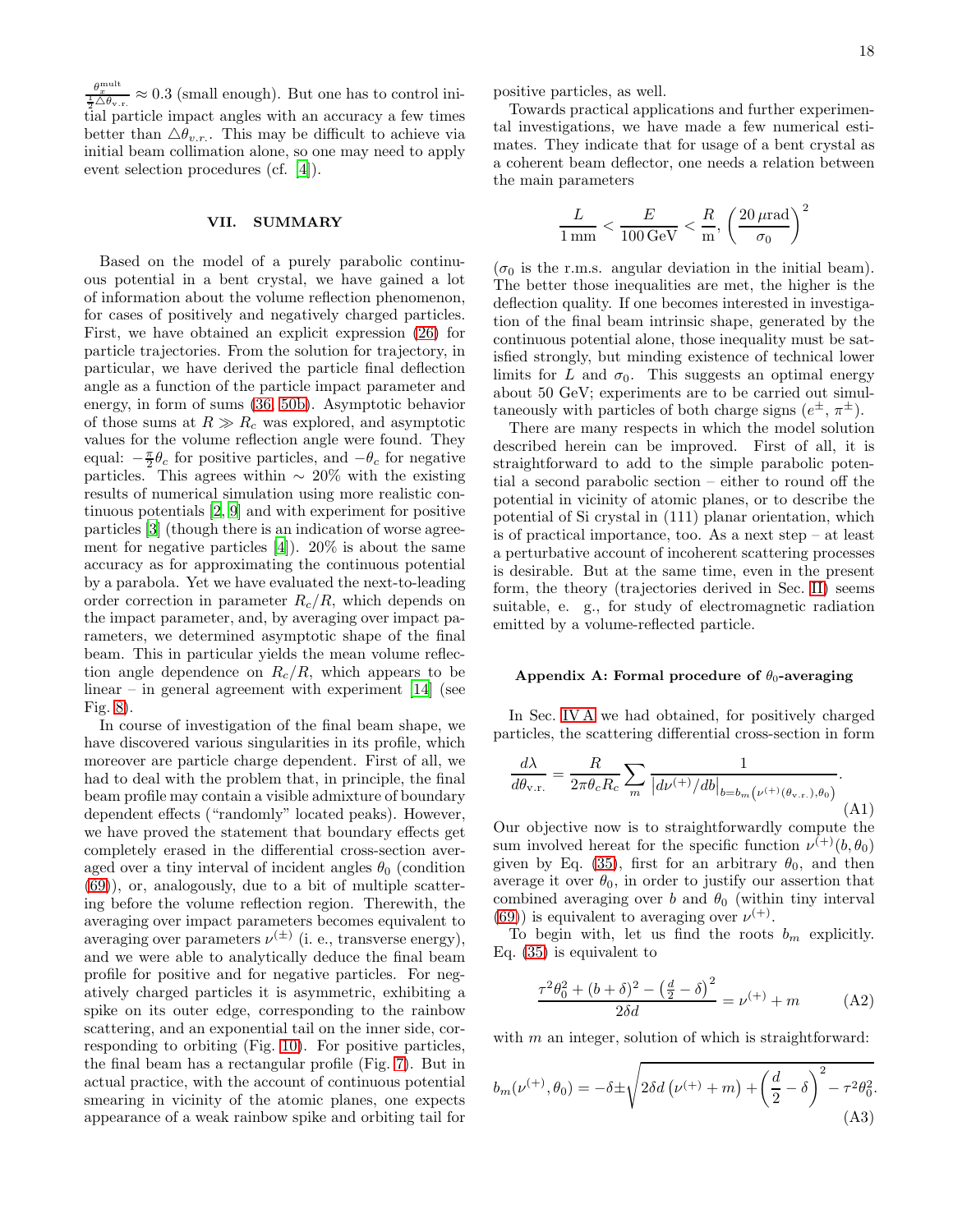$\frac{\theta_x^{\text{mult}}}{\frac{1}{2}\triangle\theta_{\text{v.r.}}} \approx 0.3$ (small enough). But one has to control initial particle impact angles with an accuracy a few times better than $\triangle\theta_{v.r.}$. This may be difficult to achieve via initial beam collimation alone, so one may need to apply event selection procedures (cf. [4]).

## VII. SUMMARY

Based on the model of a purely parabolic continuous potential in a bent crystal, we have gained a lot of information about the volume reflection phenomenon, for cases of positively and negatively charged particles. First, we have obtained an explicit expression (26) for particle trajectories. From the solution for trajectory, in particular, we have derived the particle final deflection angle as a function of the particle impact parameter and energy, in form of sums (36, 50b). Asymptotic behavior of those sums at $R \gg R_c$ was explored, and asymptotic values for the volume reflection angle were found. They equal: $-\frac{\pi}{2}\theta_c$ for positive particles, and $-\theta_c$ for negative particles. This agrees within $\sim 20\%$ with the existing results of numerical simulation using more realistic continuous potentials [2, 9] and with experiment for positive particles [3] (though there is an indication of worse agreement for negative particles [4]). 20% is about the same accuracy as for approximating the continuous potential by a parabola. Yet we have evaluated the next-to-leading order correction in parameter $R_c/R$, which depends on the impact parameter, and, by averaging over impact parameters, we determined asymptotic shape of the final beam. This in particular yields the mean volume reflection angle dependence on $R_c/R$, which appears to be linear – in general agreement with experiment [14] (see Fig. 8).

In course of investigation of the final beam shape, we have discovered various singularities in its profile, which moreover are particle charge dependent. First of all, we had to deal with the problem that, in principle, the final beam profile may contain a visible admixture of boundary dependent effects ("randomly" located peaks). However, we have proved the statement that boundary effects get completely erased in the differential cross-section averaged over a tiny interval of incident angles $\theta_0$ (condition (69)), or, analogously, due to a bit of multiple scattering before the volume reflection region. Therewith, the averaging over impact parameters becomes equivalent to averaging over parameters $\nu^{(\pm)}$ (i. e., transverse energy), and we were able to analytically deduce the final beam profile for positive and for negative particles. For negatively charged particles it is asymmetric, exhibiting a spike on its outer edge, corresponding to the rainbow scattering, and an exponential tail on the inner side, corresponding to orbiting (Fig. 10). For positive particles, the final beam has a rectangular profile (Fig. 7). But in actual practice, with the account of continuous potential smearing in vicinity of the atomic planes, one expects appearance of a weak rainbow spike and orbiting tail for positive particles, as well.

Towards practical applications and further experimental investigations, we have made a few numerical estimates. They indicate that for usage of a bent crystal as a coherent beam deflector, one needs a relation between the main parameters

$$\frac{L}{1\,\text{mm}} < \frac{E}{100\,\text{GeV}} < \frac{R}{\text{m}}, \left(\frac{20\,\mu\text{rad}}{\sigma_0}\right)^2$$

($\sigma_0$ is the r.m.s. angular deviation in the initial beam). The better those inequalities are met, the higher is the deflection quality. If one becomes interested in investigation of the final beam intrinsic shape, generated by the continuous potential alone, those inequality must be satisfied strongly, but minding existence of technical lower limits for $L$ and $\sigma_0$. This suggests an optimal energy about 50 GeV; experiments are to be carried out simultaneously with particles of both charge signs ($e^{\pm}$, $\pi^{\pm}$).

There are many respects in which the model solution described herein can be improved. First of all, it is straightforward to add to the simple parabolic potential a second parabolic section – either to round off the potential in vicinity of atomic planes, or to describe the potential of Si crystal in (111) planar orientation, which is of practical importance, too. As a next step – at least a perturbative account of incoherent scattering processes is desirable. But at the same time, even in the present form, the theory (trajectories derived in Sec. II) seems suitable, e. g., for study of electromagnetic radiation emitted by a volume-reflected particle.

### Appendix A: Formal procedure of $\theta_0$-averaging

In Sec. IV A we had obtained, for positively charged particles, the scattering differential cross-section in form

$$\frac{d\lambda}{d\theta_{\text{v.r.}}} = \frac{R}{2\pi\theta_c R_c}\sum_m \frac{1}{\left|d\nu^{(+)}/db\right|_{b=b_m\left(\nu^{(+)}(\theta_{\text{v.r.}}),\theta_0\right)}}. \tag{A1}$$

Our objective now is to straightforwardly compute the sum involved hereat for the specific function $\nu^{(+)}(b,\theta_0)$ given by Eq. (35), first for an arbitrary $\theta_0$, and then average it over $\theta_0$, in order to justify our assertion that combined averaging over $b$ and $\theta_0$ (within tiny interval (69)) is equivalent to averaging over $\nu^{(+)}$.

To begin with, let us find the roots $b_m$ explicitly. Eq. (35) is equivalent to

$$\frac{\tau^2\theta_0^2 + (b+\delta)^2 - \left(\frac{d}{2}-\delta\right)^2}{2\delta d} = \nu^{(+)} + m \tag{A2}$$

with $m$ an integer, solution of which is straightforward:

$$b_m(\nu^{(+)},\theta_0) = -\delta \pm \sqrt{2\delta d\left(\nu^{(+)}+m\right) + \left(\frac{d}{2}-\delta\right)^2 - \tau^2\theta_0^2}. \tag{A3}$$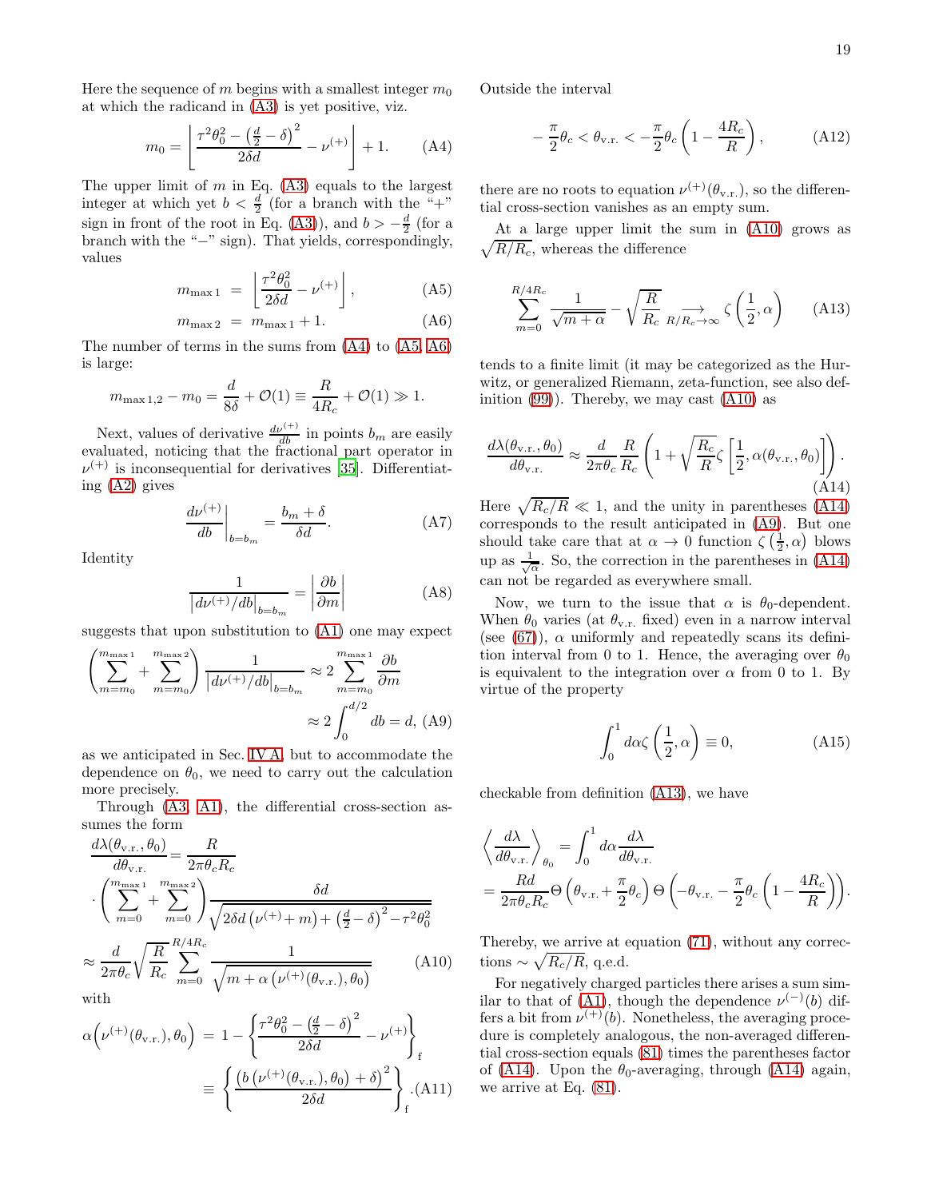Here the sequence of $m$ begins with a smallest integer $m_0$ at which the radicand in (A3) is yet positive, viz.

$$m_0 = \left\lfloor \frac{\tau^2\theta_0^2 - \left(\frac{d}{2}-\delta\right)^2}{2\delta d} - \nu^{(+)} \right\rfloor + 1. \tag{A4}$$

The upper limit of $m$ in Eq. (A3) equals to the largest integer at which yet $b < \frac{d}{2}$ (for a branch with the "+" sign in front of the root in Eq. (A3)), and $b > -\frac{d}{2}$ (for a branch with the "−" sign). That yields, correspondingly, values

$$m_{\max 1} = \left\lfloor \frac{\tau^2\theta_0^2}{2\delta d} - \nu^{(+)} \right\rfloor, \tag{A5}$$

$$m_{\max 2} = m_{\max 1} + 1. \tag{A6}$$

The number of terms in the sums from (A4) to (A5, A6) is large:

$$m_{\max 1,2} - m_0 = \frac{d}{8\delta} + \mathcal{O}(1) \equiv \frac{R}{4R_c} + \mathcal{O}(1) \gg 1.$$

Next, values of derivative $\frac{d\nu^{(+)}}{db}$ in points $b_m$ are easily evaluated, noticing that the fractional part operator in $\nu^{(+)}$ is inconsequential for derivatives [35]. Differentiating (A2) gives

$$\left.\frac{d\nu^{(+)}}{db}\right|_{b=b_m} = \frac{b_m+\delta}{\delta d}. \tag{A7}$$

Identity

$$\frac{1}{\left|d\nu^{(+)}/db\right|_{b=b_m}} = \left|\frac{\partial b}{\partial m}\right| \tag{A8}$$

suggests that upon substitution to (A1) one may expect

$$\left(\sum_{m=m_0}^{m_{\max 1}} + \sum_{m=m_0}^{m_{\max 2}}\right) \frac{1}{\left|d\nu^{(+)}/db\right|_{b=b_m}} \approx 2\sum_{m=m_0}^{m_{\max 1}} \frac{\partial b}{\partial m} \approx 2\int_0^{d/2} db = d, \tag{A9}$$

as we anticipated in Sec. IV A, but to accommodate the dependence on $\theta_0$, we need to carry out the calculation more precisely.

Through (A3, A1), the differential cross-section assumes the form

$$\frac{d\lambda(\theta_{\text{v.r.}},\theta_0)}{d\theta_{\text{v.r.}}} = \frac{R}{2\pi\theta_c R_c} \cdot \left(\sum_{m=0}^{m_{\max 1}} + \sum_{m=0}^{m_{\max 2}}\right) \frac{\delta d}{\sqrt{2\delta d\left(\nu^{(+)}+m\right) + \left(\frac{d}{2}-\delta\right)^2 - \tau^2\theta_0^2}}$$

$$\approx \frac{d}{2\pi\theta_c}\sqrt{\frac{R}{R_c}} \sum_{m=0}^{R/4R_c} \frac{1}{\sqrt{m + \alpha\left(\nu^{(+)}(\theta_{\text{v.r.}}),\theta_0\right)}} \tag{A10}$$

with

$$\alpha\Big(\nu^{(+)}(\theta_{\text{v.r.}}),\theta_0\Big) = 1 - \left\{\frac{\tau^2\theta_0^2 - \left(\frac{d}{2}-\delta\right)^2}{2\delta d} - \nu^{(+)}\right\}_{\text{f}} \equiv \left\{\frac{\left(b\left(\nu^{(+)}(\theta_{\text{v.r.}}),\theta_0\right)+\delta\right)^2}{2\delta d}\right\}_{\text{f}}. \tag{A11}$$

Outside the interval

$$-\frac{\pi}{2}\theta_c < \theta_{\text{v.r.}} < -\frac{\pi}{2}\theta_c\left(1 - \frac{4R_c}{R}\right), \tag{A12}$$

there are no roots to equation $\nu^{(+)}(\theta_{\text{v.r.}})$, so the differential cross-section vanishes as an empty sum.

At a large upper limit the sum in (A10) grows as $\sqrt{R/R_c}$, whereas the difference

$$\sum_{m=0}^{R/4R_c} \frac{1}{\sqrt{m+\alpha}} - \sqrt{\frac{R}{R_c}} \underset{R/R_c\to\infty}{\longrightarrow} \zeta\left(\frac{1}{2},\alpha\right) \tag{A13}$$

tends to a finite limit (it may be categorized as the Hurwitz, or generalized Riemann, zeta-function, see also definition (99)). Thereby, we may cast (A10) as

$$\frac{d\lambda(\theta_{\text{v.r.}},\theta_0)}{d\theta_{\text{v.r.}}} \approx \frac{d}{2\pi\theta_c}\frac{R}{R_c}\left(1 + \sqrt{\frac{R_c}{R}}\zeta\left[\frac{1}{2},\alpha(\theta_{\text{v.r.}},\theta_0)\right]\right). \tag{A14}$$

Here $\sqrt{R_c/R} \ll 1$, and the unity in parentheses (A14) corresponds to the result anticipated in (A9). But one should take care that at $\alpha \to 0$ function $\zeta\left(\frac{1}{2},\alpha\right)$ blows up as $\frac{1}{\sqrt{\alpha}}$. So, the correction in the parentheses in (A14) can not be regarded as everywhere small.

Now, we turn to the issue that $\alpha$ is $\theta_0$-dependent. When $\theta_0$ varies (at $\theta_{\text{v.r.}}$ fixed) even in a narrow interval (see (67)), $\alpha$ uniformly and repeatedly scans its definition interval from 0 to 1. Hence, the averaging over $\theta_0$ is equivalent to the integration over $\alpha$ from 0 to 1. By virtue of the property

$$\int_0^1 d\alpha\,\zeta\left(\frac{1}{2},\alpha\right) \equiv 0, \tag{A15}$$

checkable from definition (A13), we have

$$\left\langle \frac{d\lambda}{d\theta_{\text{v.r.}}} \right\rangle_{\theta_0} = \int_0^1 d\alpha \frac{d\lambda}{d\theta_{\text{v.r.}}} = \frac{Rd}{2\pi\theta_c R_c}\Theta\left(\theta_{\text{v.r.}} + \frac{\pi}{2}\theta_c\right)\Theta\left(-\theta_{\text{v.r.}} - \frac{\pi}{2}\theta_c\left(1-\frac{4R_c}{R}\right)\right).$$

Thereby, we arrive at equation (71), without any corrections $\sim \sqrt{R_c/R}$, q.e.d.

For negatively charged particles there arises a sum similar to that of (A1), though the dependence $\nu^{(-)}(b)$ differs a bit from $\nu^{(+)}(b)$. Nonetheless, the averaging procedure is completely analogous, the non-averaged differential cross-section equals (81) times the parentheses factor of (A14). Upon the $\theta_0$-averaging, through (A14) again, we arrive at Eq. (81).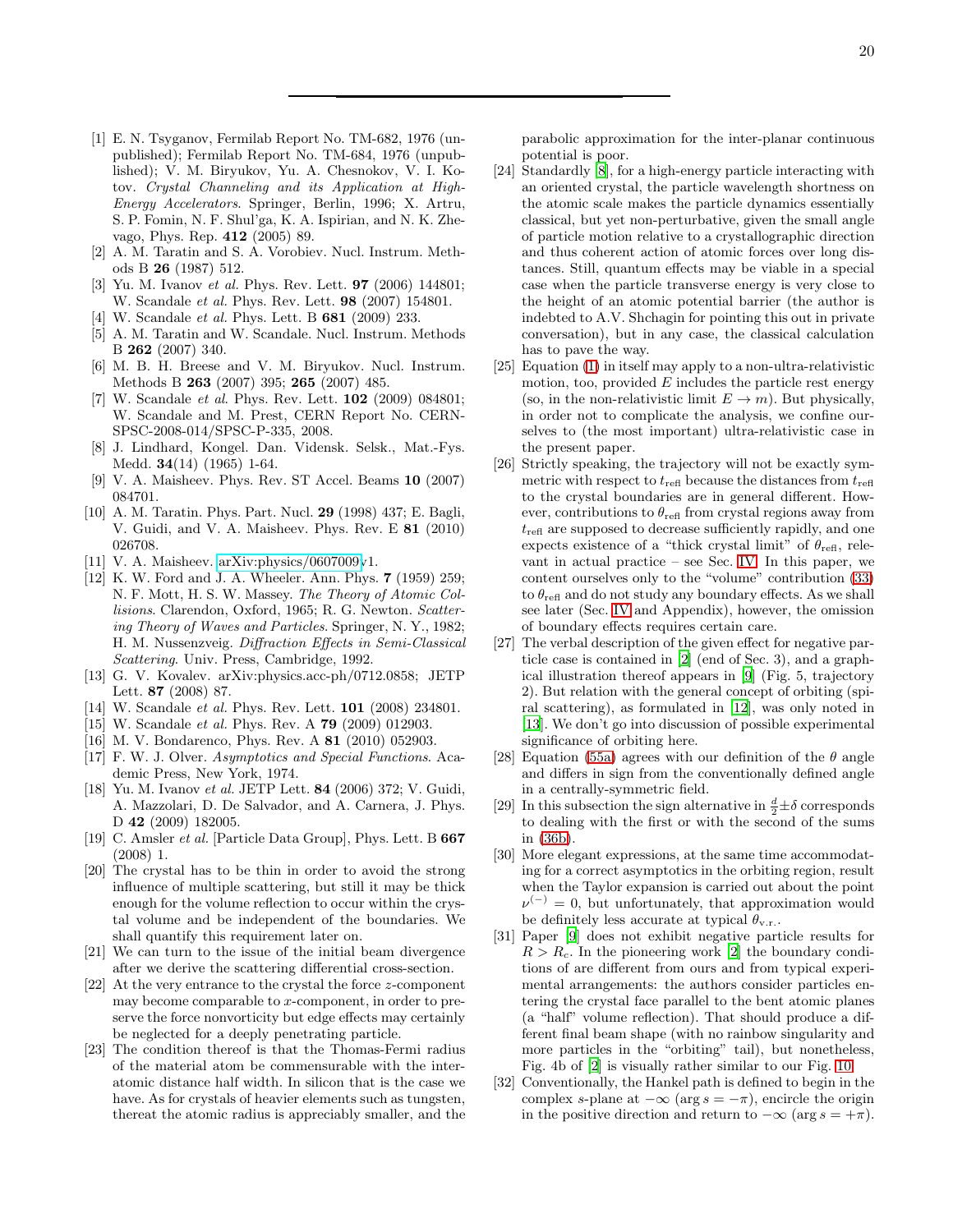[1] E. N. Tsyganov, Fermilab Report No. TM-682, 1976 (unpublished); Fermilab Report No. TM-684, 1976 (unpublished); V. M. Biryukov, Yu. A. Chesnokov, V. I. Kotov. *Crystal Channeling and its Application at High-Energy Accelerators*. Springer, Berlin, 1996; X. Artru, S. P. Fomin, N. F. Shul'ga, K. A. Ispirian, and N. K. Zhevago, Phys. Rep. **412** (2005) 89.

[2] A. M. Taratin and S. A. Vorobiev. Nucl. Instrum. Methods B **26** (1987) 512.

[3] Yu. M. Ivanov *et al.* Phys. Rev. Lett. **97** (2006) 144801; W. Scandale *et al.* Phys. Rev. Lett. **98** (2007) 154801.

[4] W. Scandale *et al.* Phys. Lett. B **681** (2009) 233.

[5] A. M. Taratin and W. Scandale. Nucl. Instrum. Methods B **262** (2007) 340.

[6] M. B. H. Breese and V. M. Biryukov. Nucl. Instrum. Methods B **263** (2007) 395; **265** (2007) 485.

[7] W. Scandale *et al.* Phys. Rev. Lett. **102** (2009) 084801; W. Scandale and M. Prest, CERN Report No. CERN-SPSC-2008-014/SPSC-P-335, 2008.

[8] J. Lindhard, Kongel. Dansk. Vidensk. Selsk., Mat.-Fys. Medd. **34**(14) (1965) 1-64.

[9] V. A. Maisheev. Phys. Rev. ST Accel. Beams **10** (2007) 084701.

[10] A. M. Taratin. Phys. Part. Nucl. **29** (1998) 437; E. Bagli, V. Guidi, and V. A. Maisheev. Phys. Rev. E **81** (2010) 026708.

[11] V. A. Maisheev. arXiv:physics/0607009v1.

[12] K. W. Ford and J. A. Wheeler. Ann. Phys. **7** (1959) 259; N. F. Mott, H. S. W. Massey. *The Theory of Atomic Collisions*. Clarendon, Oxford, 1965; R. G. Newton. *Scattering Theory of Waves and Particles*. Springer, N. Y., 1982; H. M. Nussenzveig. *Diffraction Effects in Semi-Classical Scattering*. Univ. Press, Cambridge, 1992.

[13] G. V. Kovalev. arXiv:physics.acc-ph/0712.0858; JETP Lett. **87** (2008) 87.

[14] W. Scandale *et al.* Phys. Rev. Lett. **101** (2008) 234801.

[15] W. Scandale *et al.* Phys. Rev. A **79** (2009) 012903.

[16] M. V. Bondarenco, Phys. Rev. A **81** (2010) 052903.

[17] F. W. J. Olver. *Asymptotics and Special Functions*. Academic Press, New York, 1974.

[18] Yu. M. Ivanov *et al.* JETP Lett. **84** (2006) 372; V. Guidi, A. Mazzolari, D. De Salvador, and A. Carnera, J. Phys. D **42** (2009) 182005.

[19] C. Amsler *et al.* [Particle Data Group], Phys. Lett. B **667** (2008) 1.

[20] The crystal has to be thin in order to avoid the strong influence of multiple scattering, but still it may be thick enough for the volume reflection to occur within the crystal volume and be independent of the boundaries. We shall quantify this requirement later on.

[21] We can turn to the issue of the initial beam divergence after we derive the scattering differential cross-section.

[22] At the very entrance to the crystal the force $z$-component may become comparable to $x$-component, in order to preserve the force nonvorticity but edge effects may certainly be neglected for a deeply penetrating particle.

[23] The condition thereof is that the Thomas-Fermi radius of the material atom be commensurable with the inter-atomic distance half width. In silicon that is the case we have. As for crystals of heavier elements such as tungsten, thereat the atomic radius is appreciably smaller, and the parabolic approximation for the inter-planar continuous potential is poor.

[24] Standardly [8], for a high-energy particle interacting with an oriented crystal, the particle wavelength shortness on the atomic scale makes the particle dynamics essentially classical, but yet non-perturbative, given the small angle of particle motion relative to a crystallographic direction and thus coherent action of atomic forces over long distances. Still, quantum effects may be viable in a special case when the particle transverse energy is very close to the height of an atomic potential barrier (the author is indebted to A.V. Shchagin for pointing this out in private conversation), but in any case, the classical calculation has to pave the way.

[25] Equation (1) in itself may apply to a non-ultra-relativistic motion, too, provided $E$ includes the particle rest energy (so, in the non-relativistic limit $E \to m$). But physically, in order not to complicate the analysis, we confine ourselves to (the most important) ultra-relativistic case in the present paper.

[26] Strictly speaking, the trajectory will not be exactly symmetric with respect to $t_{\text{refl}}$ because the distances from $t_{\text{refl}}$ to the crystal boundaries are in general different. However, contributions to $\theta_{\text{refl}}$ from crystal regions away from $t_{\text{refl}}$ are supposed to decrease sufficiently rapidly, and one expects existence of a "thick crystal limit" of $\theta_{\text{refl}}$, relevant in actual practice – see Sec. IV. In this paper, we content ourselves only to the "volume" contribution (33) to $\theta_{\text{refl}}$ and do not study any boundary effects. As we shall see later (Sec. IV and Appendix), however, the omission of boundary effects requires certain care.

[27] The verbal description of the given effect for negative particle case is contained in [2] (end of Sec. 3), and a graphical illustration thereof appears in [9] (Fig. 5, trajectory 2). But relation with the general concept of orbiting (spiral scattering), as formulated in [12], was only noted in [13]. We don't go into discussion of possible experimental significance of orbiting here.

[28] Equation (55a) agrees with our definition of the $\theta$ angle and differs in sign from the conventionally defined angle in a centrally-symmetric field.

[29] In this subsection the sign alternative in $\frac{d}{2} \pm \delta$ corresponds to dealing with the first or with the second of the sums in (36b).

[30] More elegant expressions, at the same time accommodating for a correct asymptotics in the orbiting region, result when the Taylor expansion is carried out about the point $\nu^{(-)} = 0$, but unfortunately, that approximation would be definitely less accurate at typical $\theta_{\text{v.r.}}$.

[31] Paper [9] does not exhibit negative particle results for $R > R_c$. In the pioneering work [2] the boundary conditions of are different from ours and from typical experimental arrangements: the authors consider particles entering the crystal face parallel to the bent atomic planes (a "half" volume reflection). That should produce a different final beam shape (with no rainbow singularity and more particles in the "orbiting" tail), but nonetheless, Fig. 4b of [2] is visually rather similar to our Fig. 10.

[32] Conventionally, the Hankel path is defined to begin in the complex $s$-plane at $-\infty$ ($\arg s = -\pi$), encircle the origin in the positive direction and return to $-\infty$ ($\arg s = +\pi$).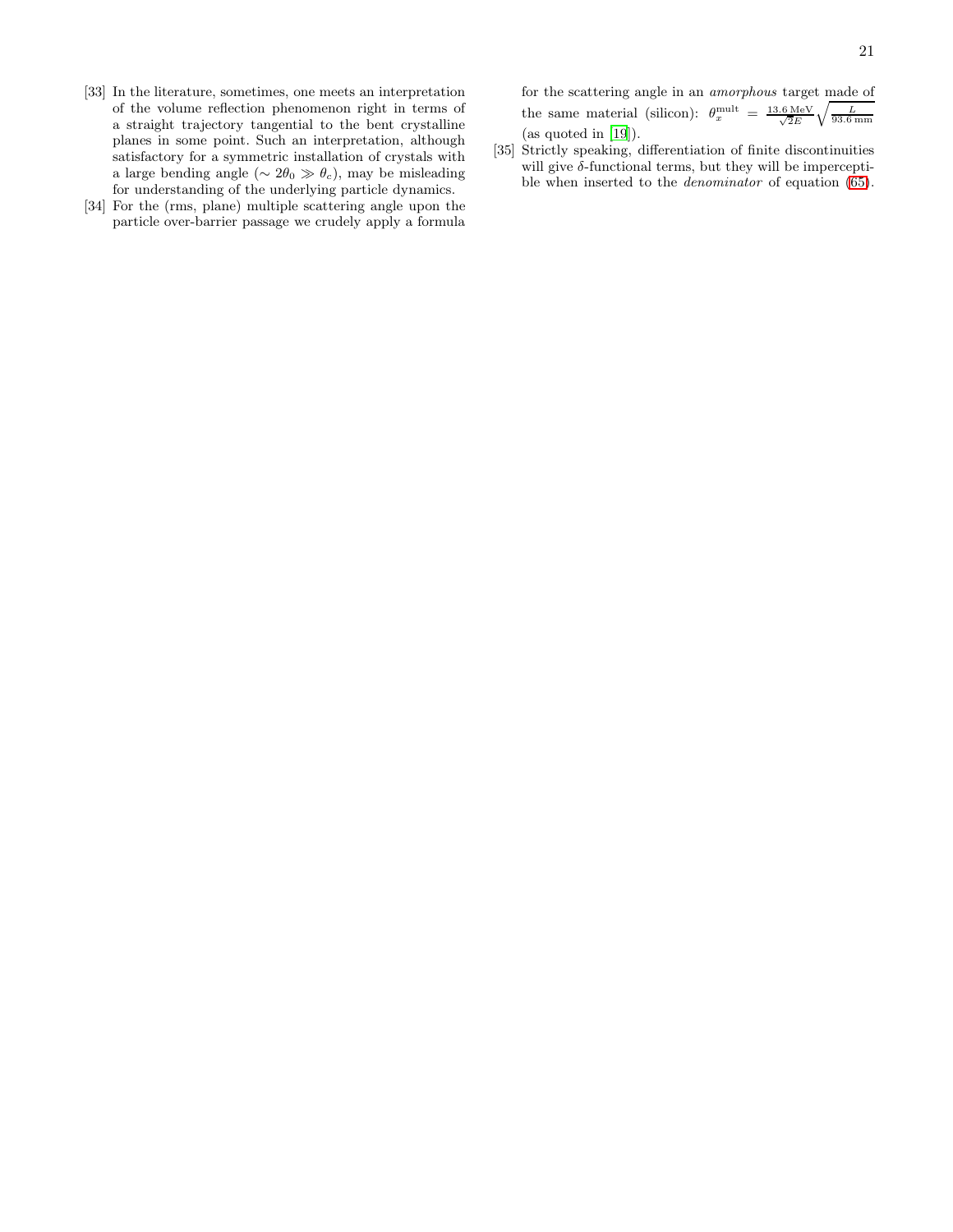[33] In the literature, sometimes, one meets an interpretation of the volume reflection phenomenon right in terms of a straight trajectory tangential to the bent crystalline planes in some point. Such an interpretation, although satisfactory for a symmetric installation of crystals with a large bending angle ($\sim 2\theta_0 \gg \theta_c$), may be misleading for understanding of the underlying particle dynamics.

[34] For the (rms, plane) multiple scattering angle upon the particle over-barrier passage we crudely apply a formula for the scattering angle in an *amorphous* target made of the same material (silicon): $\theta_x^{\mathrm{mult}} = \frac{13.6\,\mathrm{MeV}}{\sqrt{2}E}\sqrt{\frac{L}{93.6\,\mathrm{mm}}}$ (as quoted in [19]).

[35] Strictly speaking, differentiation of finite discontinuities will give $\delta$-functional terms, but they will be imperceptible when inserted to the *denominator* of equation (65).